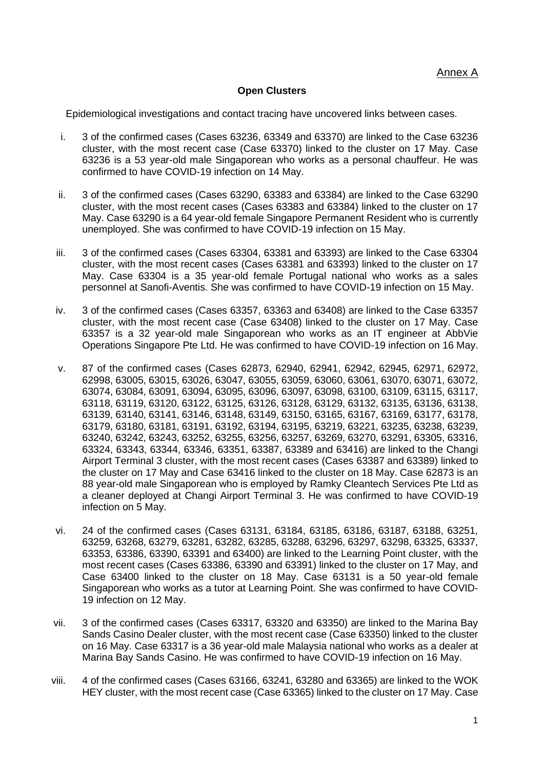Annex A

**Open Clusters**

Epidemiological investigations and contact tracing have uncovered links between cases.

i. 3 of the confirmed cases (Cases 63236, 63349 and 63370) are linked to the Case 63236 cluster, with the most recent case (Case 63370) linked to the cluster on 17 May. Case 63236 is a 53 year-old male Singaporean who works as a personal chauffeur. He was confirmed to have COVID-19 infection on 14 May.

ii. 3 of the confirmed cases (Cases 63290, 63383 and 63384) are linked to the Case 63290 cluster, with the most recent cases (Cases 63383 and 63384) linked to the cluster on 17 May. Case 63290 is a 64 year-old female Singapore Permanent Resident who is currently unemployed. She was confirmed to have COVID-19 infection on 15 May.

iii. 3 of the confirmed cases (Cases 63304, 63381 and 63393) are linked to the Case 63304 cluster, with the most recent cases (Cases 63381 and 63393) linked to the cluster on 17 May. Case 63304 is a 35 year-old female Portugal national who works as a sales personnel at Sanofi-Aventis. She was confirmed to have COVID-19 infection on 15 May.

iv. 3 of the confirmed cases (Cases 63357, 63363 and 63408) are linked to the Case 63357 cluster, with the most recent case (Case 63408) linked to the cluster on 17 May. Case 63357 is a 32 year-old male Singaporean who works as an IT engineer at AbbVie Operations Singapore Pte Ltd. He was confirmed to have COVID-19 infection on 16 May.

v. 87 of the confirmed cases (Cases 62873, 62940, 62941, 62942, 62945, 62971, 62972, 62998, 63005, 63015, 63026, 63047, 63055, 63059, 63060, 63061, 63070, 63071, 63072, 63074, 63084, 63091, 63094, 63095, 63096, 63097, 63098, 63100, 63109, 63115, 63117, 63118, 63119, 63120, 63122, 63125, 63126, 63128, 63129, 63132, 63135, 63136, 63138, 63139, 63140, 63141, 63146, 63148, 63149, 63150, 63165, 63167, 63169, 63177, 63178, 63179, 63180, 63181, 63191, 63192, 63194, 63195, 63219, 63221, 63235, 63238, 63239, 63240, 63242, 63243, 63252, 63255, 63256, 63257, 63269, 63270, 63291, 63305, 63316, 63324, 63343, 63344, 63346, 63351, 63387, 63389 and 63416) are linked to the Changi Airport Terminal 3 cluster, with the most recent cases (Cases 63387 and 63389) linked to the cluster on 17 May and Case 63416 linked to the cluster on 18 May. Case 62873 is an 88 year-old male Singaporean who is employed by Ramky Cleantech Services Pte Ltd as a cleaner deployed at Changi Airport Terminal 3. He was confirmed to have COVID-19 infection on 5 May.

vi. 24 of the confirmed cases (Cases 63131, 63184, 63185, 63186, 63187, 63188, 63251, 63259, 63268, 63279, 63281, 63282, 63285, 63288, 63296, 63297, 63298, 63325, 63337, 63353, 63386, 63390, 63391 and 63400) are linked to the Learning Point cluster, with the most recent cases (Cases 63386, 63390 and 63391) linked to the cluster on 17 May, and Case 63400 linked to the cluster on 18 May. Case 63131 is a 50 year-old female Singaporean who works as a tutor at Learning Point. She was confirmed to have COVID-19 infection on 12 May.

vii. 3 of the confirmed cases (Cases 63317, 63320 and 63350) are linked to the Marina Bay Sands Casino Dealer cluster, with the most recent case (Case 63350) linked to the cluster on 16 May. Case 63317 is a 36 year-old male Malaysia national who works as a dealer at Marina Bay Sands Casino. He was confirmed to have COVID-19 infection on 16 May.

viii. 4 of the confirmed cases (Cases 63166, 63241, 63280 and 63365) are linked to the WOK HEY cluster, with the most recent case (Case 63365) linked to the cluster on 17 May. Case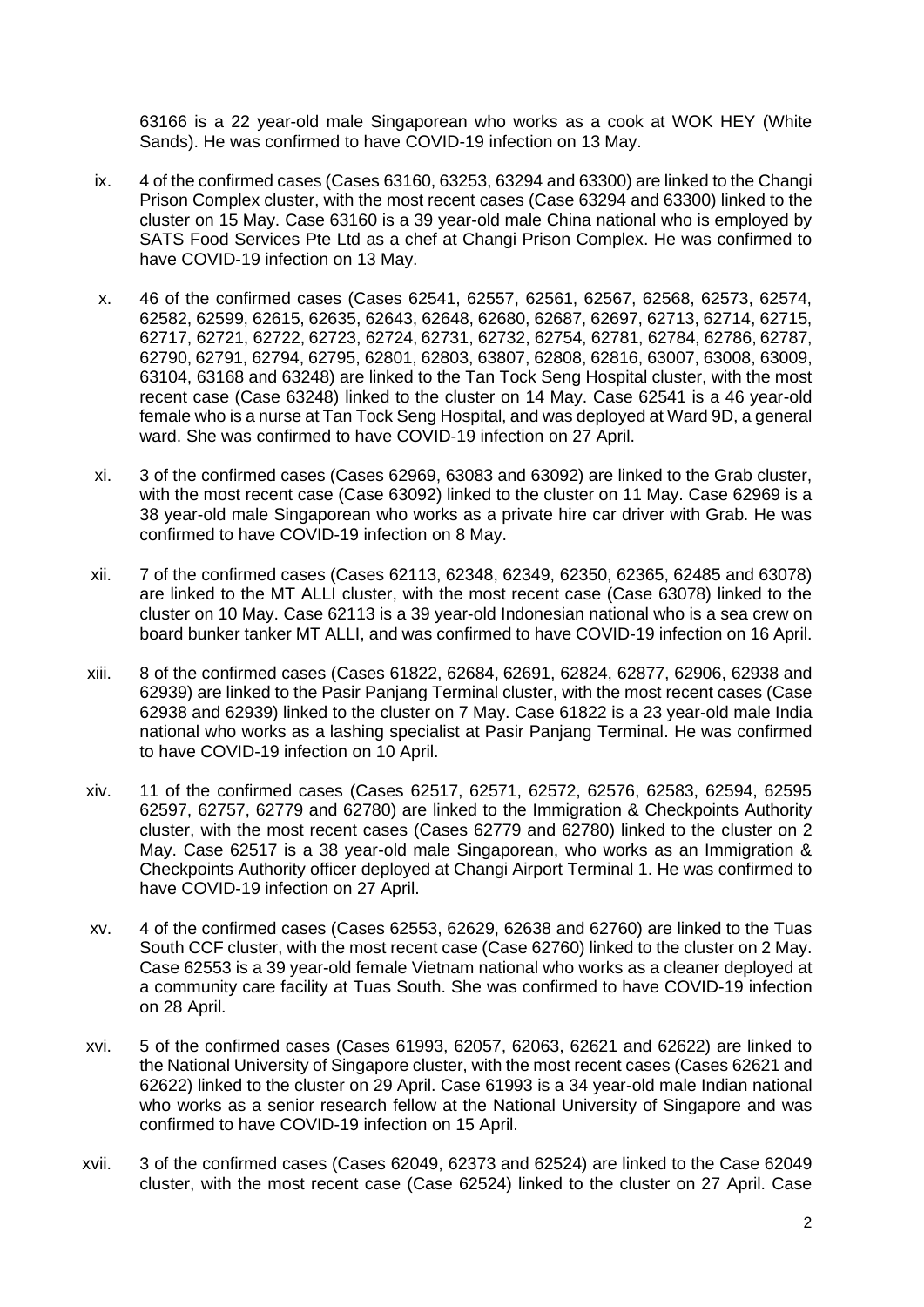63166 is a 22 year-old male Singaporean who works as a cook at WOK HEY (White Sands). He was confirmed to have COVID-19 infection on 13 May.

ix. 4 of the confirmed cases (Cases 63160, 63253, 63294 and 63300) are linked to the Changi Prison Complex cluster, with the most recent cases (Case 63294 and 63300) linked to the cluster on 15 May. Case 63160 is a 39 year-old male China national who is employed by SATS Food Services Pte Ltd as a chef at Changi Prison Complex. He was confirmed to have COVID-19 infection on 13 May.

x. 46 of the confirmed cases (Cases 62541, 62557, 62561, 62567, 62568, 62573, 62574, 62582, 62599, 62615, 62635, 62643, 62648, 62680, 62687, 62697, 62713, 62714, 62715, 62717, 62721, 62722, 62723, 62724, 62731, 62732, 62754, 62781, 62784, 62786, 62787, 62790, 62791, 62794, 62795, 62801, 62803, 63807, 62808, 62816, 63007, 63008, 63009, 63104, 63168 and 63248) are linked to the Tan Tock Seng Hospital cluster, with the most recent case (Case 63248) linked to the cluster on 14 May. Case 62541 is a 46 year-old female who is a nurse at Tan Tock Seng Hospital, and was deployed at Ward 9D, a general ward. She was confirmed to have COVID-19 infection on 27 April.

xi. 3 of the confirmed cases (Cases 62969, 63083 and 63092) are linked to the Grab cluster, with the most recent case (Case 63092) linked to the cluster on 11 May. Case 62969 is a 38 year-old male Singaporean who works as a private hire car driver with Grab. He was confirmed to have COVID-19 infection on 8 May.

xii. 7 of the confirmed cases (Cases 62113, 62348, 62349, 62350, 62365, 62485 and 63078) are linked to the MT ALLI cluster, with the most recent case (Case 63078) linked to the cluster on 10 May. Case 62113 is a 39 year-old Indonesian national who is a sea crew on board bunker tanker MT ALLI, and was confirmed to have COVID-19 infection on 16 April.

xiii. 8 of the confirmed cases (Cases 61822, 62684, 62691, 62824, 62877, 62906, 62938 and 62939) are linked to the Pasir Panjang Terminal cluster, with the most recent cases (Case 62938 and 62939) linked to the cluster on 7 May. Case 61822 is a 23 year-old male India national who works as a lashing specialist at Pasir Panjang Terminal. He was confirmed to have COVID-19 infection on 10 April.

xiv. 11 of the confirmed cases (Cases 62517, 62571, 62572, 62576, 62583, 62594, 62595 62597, 62757, 62779 and 62780) are linked to the Immigration & Checkpoints Authority cluster, with the most recent cases (Cases 62779 and 62780) linked to the cluster on 2 May. Case 62517 is a 38 year-old male Singaporean, who works as an Immigration & Checkpoints Authority officer deployed at Changi Airport Terminal 1. He was confirmed to have COVID-19 infection on 27 April.

xv. 4 of the confirmed cases (Cases 62553, 62629, 62638 and 62760) are linked to the Tuas South CCF cluster, with the most recent case (Case 62760) linked to the cluster on 2 May. Case 62553 is a 39 year-old female Vietnam national who works as a cleaner deployed at a community care facility at Tuas South. She was confirmed to have COVID-19 infection on 28 April.

xvi. 5 of the confirmed cases (Cases 61993, 62057, 62063, 62621 and 62622) are linked to the National University of Singapore cluster, with the most recent cases (Cases 62621 and 62622) linked to the cluster on 29 April. Case 61993 is a 34 year-old male Indian national who works as a senior research fellow at the National University of Singapore and was confirmed to have COVID-19 infection on 15 April.

xvii. 3 of the confirmed cases (Cases 62049, 62373 and 62524) are linked to the Case 62049 cluster, with the most recent case (Case 62524) linked to the cluster on 27 April. Case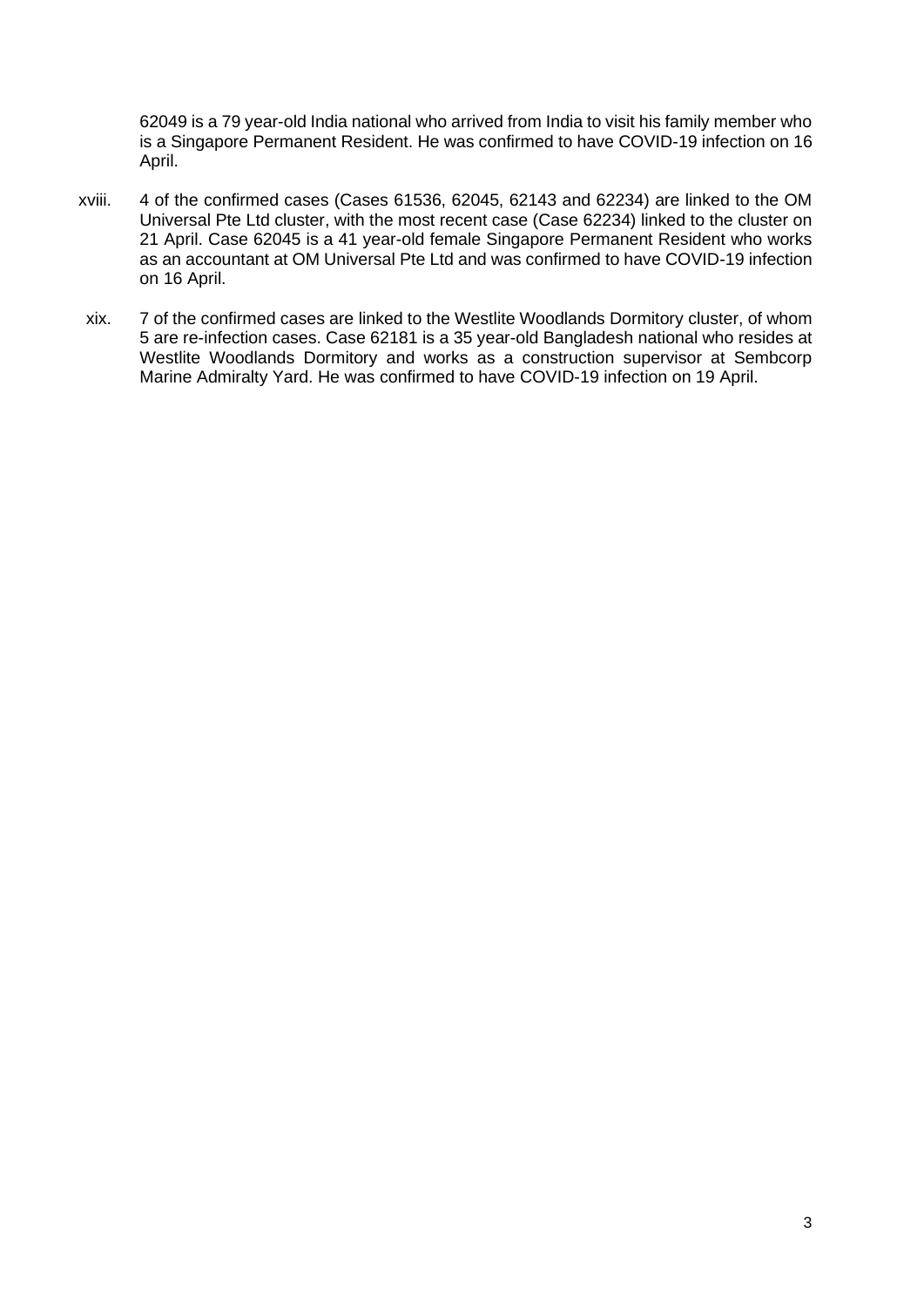62049 is a 79 year-old India national who arrived from India to visit his family member who is a Singapore Permanent Resident. He was confirmed to have COVID-19 infection on 16 April.

xviii. 4 of the confirmed cases (Cases 61536, 62045, 62143 and 62234) are linked to the OM Universal Pte Ltd cluster, with the most recent case (Case 62234) linked to the cluster on 21 April. Case 62045 is a 41 year-old female Singapore Permanent Resident who works as an accountant at OM Universal Pte Ltd and was confirmed to have COVID-19 infection on 16 April.

xix. 7 of the confirmed cases are linked to the Westlite Woodlands Dormitory cluster, of whom 5 are re-infection cases. Case 62181 is a 35 year-old Bangladesh national who resides at Westlite Woodlands Dormitory and works as a construction supervisor at Sembcorp Marine Admiralty Yard. He was confirmed to have COVID-19 infection on 19 April.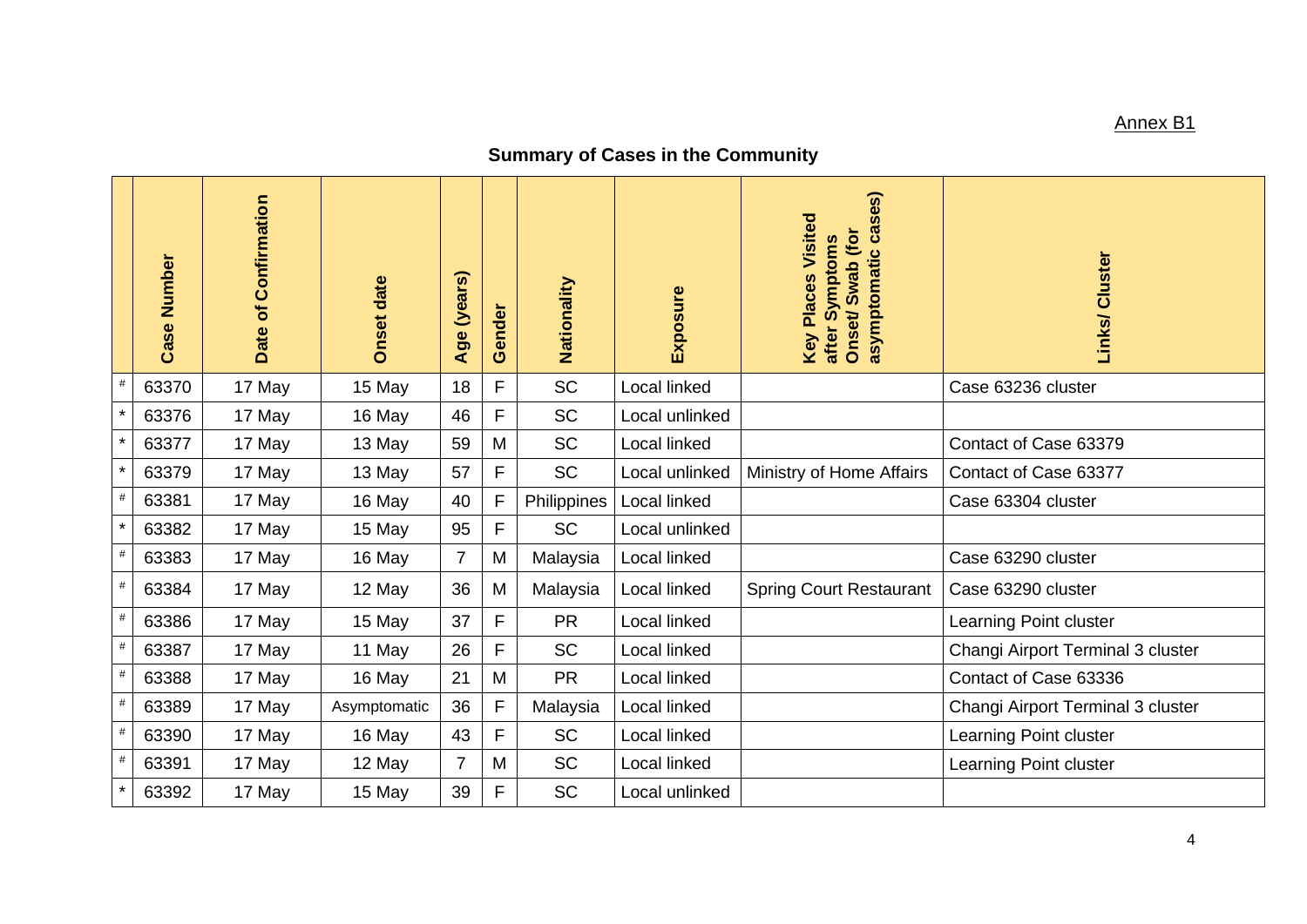Annex B1

## Summary of Cases in the Community

| | Case Number | Date of Confirmation | Onset date | Age (years) | Gender | Nationality | Exposure | Key Places Visited after Symptoms Onset/ Swab (for asymptomatic cases) | Links/ Cluster |
|---|---|---|---|---|---|---|---|---|---|
| # | 63370 | 17 May | 15 May | 18 | F | SC | Local linked | | Case 63236 cluster |
| * | 63376 | 17 May | 16 May | 46 | F | SC | Local unlinked | | |
| * | 63377 | 17 May | 13 May | 59 | M | SC | Local linked | | Contact of Case 63379 |
| * | 63379 | 17 May | 13 May | 57 | F | SC | Local unlinked | Ministry of Home Affairs | Contact of Case 63377 |
| # | 63381 | 17 May | 16 May | 40 | F | Philippines | Local linked | | Case 63304 cluster |
| * | 63382 | 17 May | 15 May | 95 | F | SC | Local unlinked | | |
| # | 63383 | 17 May | 16 May | 7 | M | Malaysia | Local linked | | Case 63290 cluster |
| # | 63384 | 17 May | 12 May | 36 | M | Malaysia | Local linked | Spring Court Restaurant | Case 63290 cluster |
| # | 63386 | 17 May | 15 May | 37 | F | PR | Local linked | | Learning Point cluster |
| # | 63387 | 17 May | 11 May | 26 | F | SC | Local linked | | Changi Airport Terminal 3 cluster |
| # | 63388 | 17 May | 16 May | 21 | M | PR | Local linked | | Contact of Case 63336 |
| # | 63389 | 17 May | Asymptomatic | 36 | F | Malaysia | Local linked | | Changi Airport Terminal 3 cluster |
| # | 63390 | 17 May | 16 May | 43 | F | SC | Local linked | | Learning Point cluster |
| # | 63391 | 17 May | 12 May | 7 | M | SC | Local linked | | Learning Point cluster |
| * | 63392 | 17 May | 15 May | 39 | F | SC | Local unlinked | | |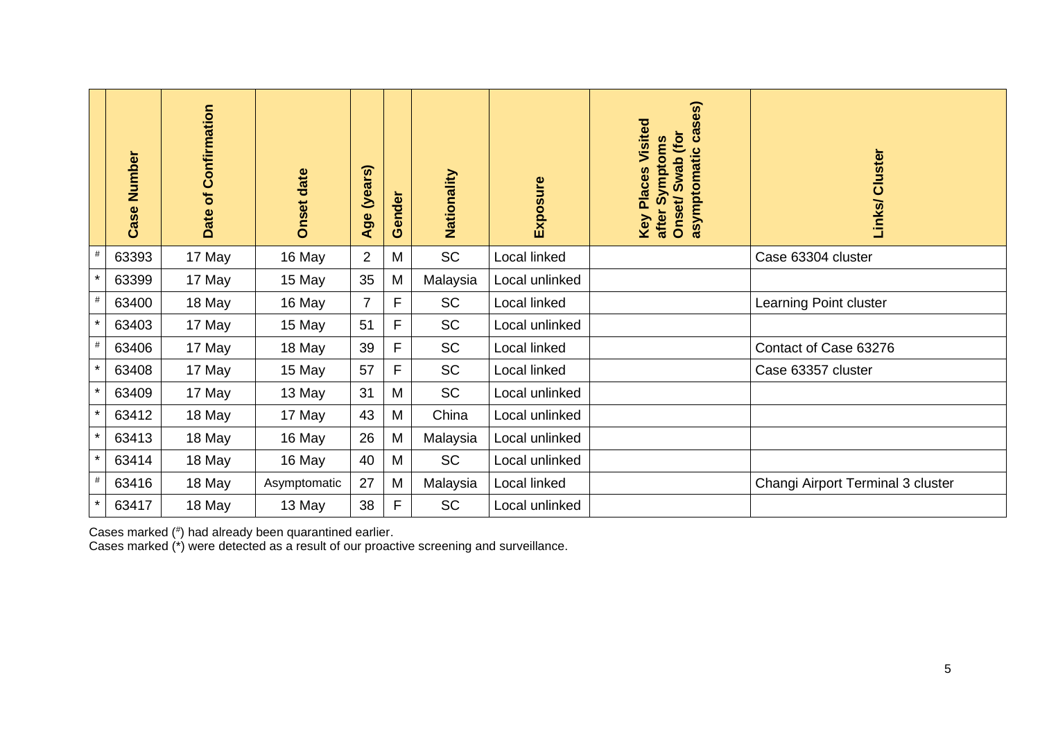| | Case Number | Date of Confirmation | Onset date | Age (years) | Gender | Nationality | Exposure | Key Places Visited after Symptoms Onset/ Swab (for asymptomatic cases) | Links/ Cluster |
|---|---|---|---|---|---|---|---|---|---|
| # | 63393 | 17 May | 16 May | 2 | M | SC | Local linked | | Case 63304 cluster |
| * | 63399 | 17 May | 15 May | 35 | M | Malaysia | Local unlinked | | |
| # | 63400 | 18 May | 16 May | 7 | F | SC | Local linked | | Learning Point cluster |
| * | 63403 | 17 May | 15 May | 51 | F | SC | Local unlinked | | |
| # | 63406 | 17 May | 18 May | 39 | F | SC | Local linked | | Contact of Case 63276 |
| * | 63408 | 17 May | 15 May | 57 | F | SC | Local linked | | Case 63357 cluster |
| * | 63409 | 17 May | 13 May | 31 | M | SC | Local unlinked | | |
| * | 63412 | 18 May | 17 May | 43 | M | China | Local unlinked | | |
| * | 63413 | 18 May | 16 May | 26 | M | Malaysia | Local unlinked | | |
| * | 63414 | 18 May | 16 May | 40 | M | SC | Local unlinked | | |
| # | 63416 | 18 May | Asymptomatic | 27 | M | Malaysia | Local linked | | Changi Airport Terminal 3 cluster |
| * | 63417 | 18 May | 13 May | 38 | F | SC | Local unlinked | | |

Cases marked (#) had already been quarantined earlier.
Cases marked (*) were detected as a result of our proactive screening and surveillance.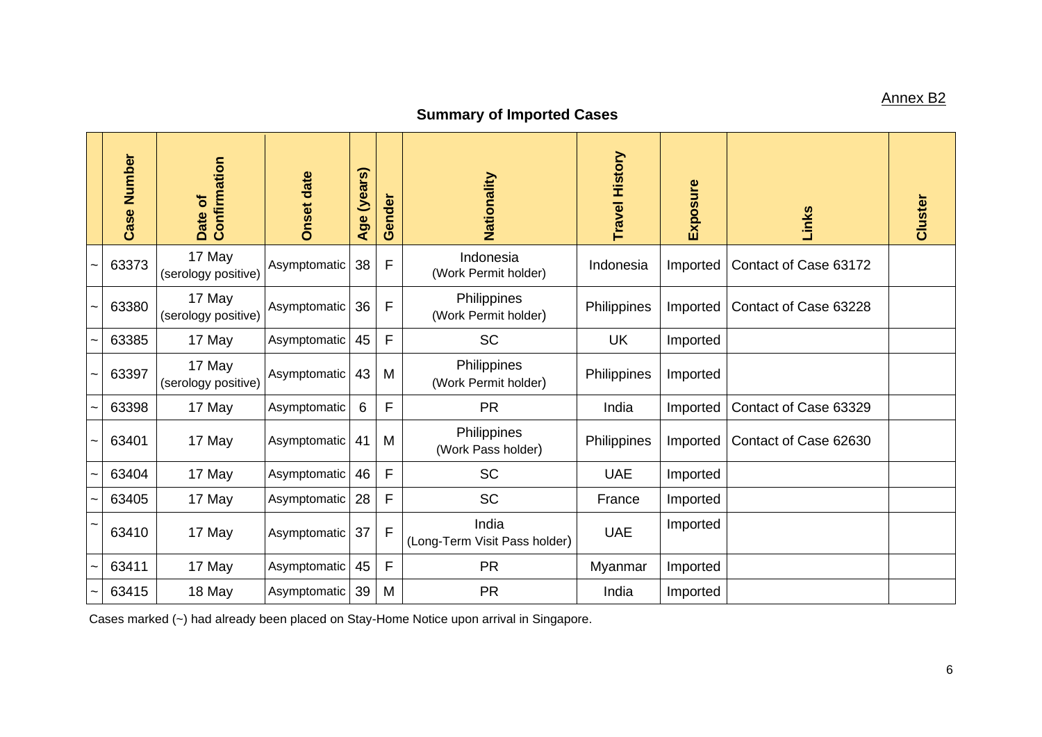Annex B2

## Summary of Imported Cases

| | Case Number | Date of Confirmation | Onset date | Age (years) | Gender | Nationality | Travel History | Exposure | Links | Cluster |
|---|---|---|---|---|---|---|---|---|---|---|
| ~ | 63373 | 17 May (serology positive) | Asymptomatic | 38 | F | Indonesia (Work Permit holder) | Indonesia | Imported | Contact of Case 63172 | |
| ~ | 63380 | 17 May (serology positive) | Asymptomatic | 36 | F | Philippines (Work Permit holder) | Philippines | Imported | Contact of Case 63228 | |
| ~ | 63385 | 17 May | Asymptomatic | 45 | F | SC | UK | Imported | | |
| ~ | 63397 | 17 May (serology positive) | Asymptomatic | 43 | M | Philippines (Work Permit holder) | Philippines | Imported | | |
| ~ | 63398 | 17 May | Asymptomatic | 6 | F | PR | India | Imported | Contact of Case 63329 | |
| ~ | 63401 | 17 May | Asymptomatic | 41 | M | Philippines (Work Pass holder) | Philippines | Imported | Contact of Case 62630 | |
| ~ | 63404 | 17 May | Asymptomatic | 46 | F | SC | UAE | Imported | | |
| ~ | 63405 | 17 May | Asymptomatic | 28 | F | SC | France | Imported | | |
| ~ | 63410 | 17 May | Asymptomatic | 37 | F | India (Long-Term Visit Pass holder) | UAE | Imported | | |
| ~ | 63411 | 17 May | Asymptomatic | 45 | F | PR | Myanmar | Imported | | |
| ~ | 63415 | 18 May | Asymptomatic | 39 | M | PR | India | Imported | | |

Cases marked (~) had already been placed on Stay-Home Notice upon arrival in Singapore.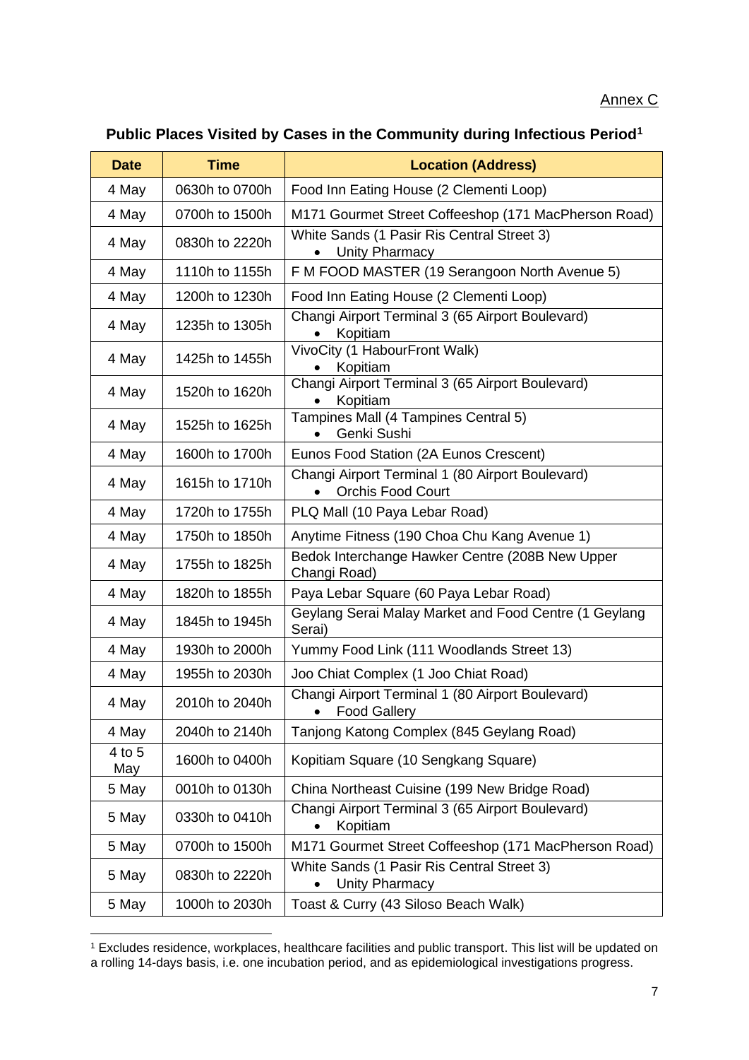Annex C

## Public Places Visited by Cases in the Community during Infectious Period[1]

| Date | Time | Location (Address) |
|---|---|---|
| 4 May | 0630h to 0700h | Food Inn Eating House (2 Clementi Loop) |
| 4 May | 0700h to 1500h | M171 Gourmet Street Coffeeshop (171 MacPherson Road) |
| 4 May | 0830h to 2220h | White Sands (1 Pasir Ris Central Street 3)<br>• Unity Pharmacy |
| 4 May | 1110h to 1155h | F M FOOD MASTER (19 Serangoon North Avenue 5) |
| 4 May | 1200h to 1230h | Food Inn Eating House (2 Clementi Loop) |
| 4 May | 1235h to 1305h | Changi Airport Terminal 3 (65 Airport Boulevard)<br>• Kopitiam |
| 4 May | 1425h to 1455h | VivoCity (1 HabourFront Walk)<br>• Kopitiam |
| 4 May | 1520h to 1620h | Changi Airport Terminal 3 (65 Airport Boulevard)<br>• Kopitiam |
| 4 May | 1525h to 1625h | Tampines Mall (4 Tampines Central 5)<br>• Genki Sushi |
| 4 May | 1600h to 1700h | Eunos Food Station (2A Eunos Crescent) |
| 4 May | 1615h to 1710h | Changi Airport Terminal 1 (80 Airport Boulevard)<br>• Orchis Food Court |
| 4 May | 1720h to 1755h | PLQ Mall (10 Paya Lebar Road) |
| 4 May | 1750h to 1850h | Anytime Fitness (190 Choa Chu Kang Avenue 1) |
| 4 May | 1755h to 1825h | Bedok Interchange Hawker Centre (208B New Upper Changi Road) |
| 4 May | 1820h to 1855h | Paya Lebar Square (60 Paya Lebar Road) |
| 4 May | 1845h to 1945h | Geylang Serai Malay Market and Food Centre (1 Geylang Serai) |
| 4 May | 1930h to 2000h | Yummy Food Link (111 Woodlands Street 13) |
| 4 May | 1955h to 2030h | Joo Chiat Complex (1 Joo Chiat Road) |
| 4 May | 2010h to 2040h | Changi Airport Terminal 1 (80 Airport Boulevard)<br>• Food Gallery |
| 4 May | 2040h to 2140h | Tanjong Katong Complex (845 Geylang Road) |
| 4 to 5 May | 1600h to 0400h | Kopitiam Square (10 Sengkang Square) |
| 5 May | 0010h to 0130h | China Northeast Cuisine (199 New Bridge Road) |
| 5 May | 0330h to 0410h | Changi Airport Terminal 3 (65 Airport Boulevard)<br>• Kopitiam |
| 5 May | 0700h to 1500h | M171 Gourmet Street Coffeeshop (171 MacPherson Road) |
| 5 May | 0830h to 2220h | White Sands (1 Pasir Ris Central Street 3)<br>• Unity Pharmacy |
| 5 May | 1000h to 2030h | Toast & Curry (43 Siloso Beach Walk) |

[1] Excludes residence, workplaces, healthcare facilities and public transport. This list will be updated on a rolling 14-days basis, i.e. one incubation period, and as epidemiological investigations progress.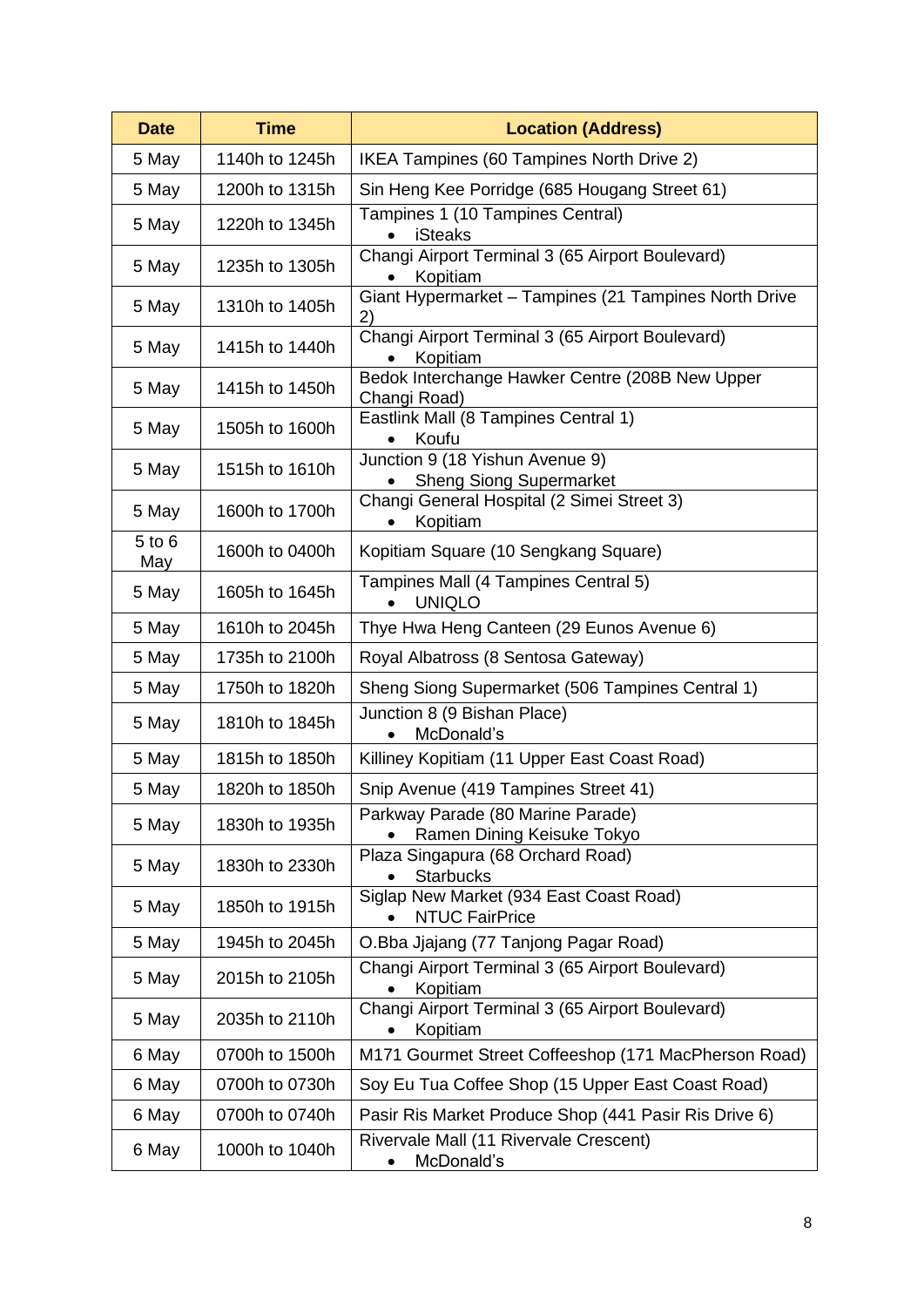| Date | Time | Location (Address) |
|---|---|---|
| 5 May | 1140h to 1245h | IKEA Tampines (60 Tampines North Drive 2) |
| 5 May | 1200h to 1315h | Sin Heng Kee Porridge (685 Hougang Street 61) |
| 5 May | 1220h to 1345h | Tampines 1 (10 Tampines Central)<br>• iSteaks |
| 5 May | 1235h to 1305h | Changi Airport Terminal 3 (65 Airport Boulevard)<br>• Kopitiam |
| 5 May | 1310h to 1405h | Giant Hypermarket – Tampines (21 Tampines North Drive 2) |
| 5 May | 1415h to 1440h | Changi Airport Terminal 3 (65 Airport Boulevard)<br>• Kopitiam |
| 5 May | 1415h to 1450h | Bedok Interchange Hawker Centre (208B New Upper Changi Road) |
| 5 May | 1505h to 1600h | Eastlink Mall (8 Tampines Central 1)<br>• Koufu |
| 5 May | 1515h to 1610h | Junction 9 (18 Yishun Avenue 9)<br>• Sheng Siong Supermarket |
| 5 May | 1600h to 1700h | Changi General Hospital (2 Simei Street 3)<br>• Kopitiam |
| 5 to 6 May | 1600h to 0400h | Kopitiam Square (10 Sengkang Square) |
| 5 May | 1605h to 1645h | Tampines Mall (4 Tampines Central 5)<br>• UNIQLO |
| 5 May | 1610h to 2045h | Thye Hwa Heng Canteen (29 Eunos Avenue 6) |
| 5 May | 1735h to 2100h | Royal Albatross (8 Sentosa Gateway) |
| 5 May | 1750h to 1820h | Sheng Siong Supermarket (506 Tampines Central 1) |
| 5 May | 1810h to 1845h | Junction 8 (9 Bishan Place)<br>• McDonald's |
| 5 May | 1815h to 1850h | Killiney Kopitiam (11 Upper East Coast Road) |
| 5 May | 1820h to 1850h | Snip Avenue (419 Tampines Street 41) |
| 5 May | 1830h to 1935h | Parkway Parade (80 Marine Parade)<br>• Ramen Dining Keisuke Tokyo |
| 5 May | 1830h to 2330h | Plaza Singapura (68 Orchard Road)<br>• Starbucks |
| 5 May | 1850h to 1915h | Siglap New Market (934 East Coast Road)<br>• NTUC FairPrice |
| 5 May | 1945h to 2045h | O.Bba Jjajang (77 Tanjong Pagar Road) |
| 5 May | 2015h to 2105h | Changi Airport Terminal 3 (65 Airport Boulevard)<br>• Kopitiam |
| 5 May | 2035h to 2110h | Changi Airport Terminal 3 (65 Airport Boulevard)<br>• Kopitiam |
| 6 May | 0700h to 1500h | M171 Gourmet Street Coffeeshop (171 MacPherson Road) |
| 6 May | 0700h to 0730h | Soy Eu Tua Coffee Shop (15 Upper East Coast Road) |
| 6 May | 0700h to 0740h | Pasir Ris Market Produce Shop (441 Pasir Ris Drive 6) |
| 6 May | 1000h to 1040h | Rivervale Mall (11 Rivervale Crescent)<br>• McDonald's |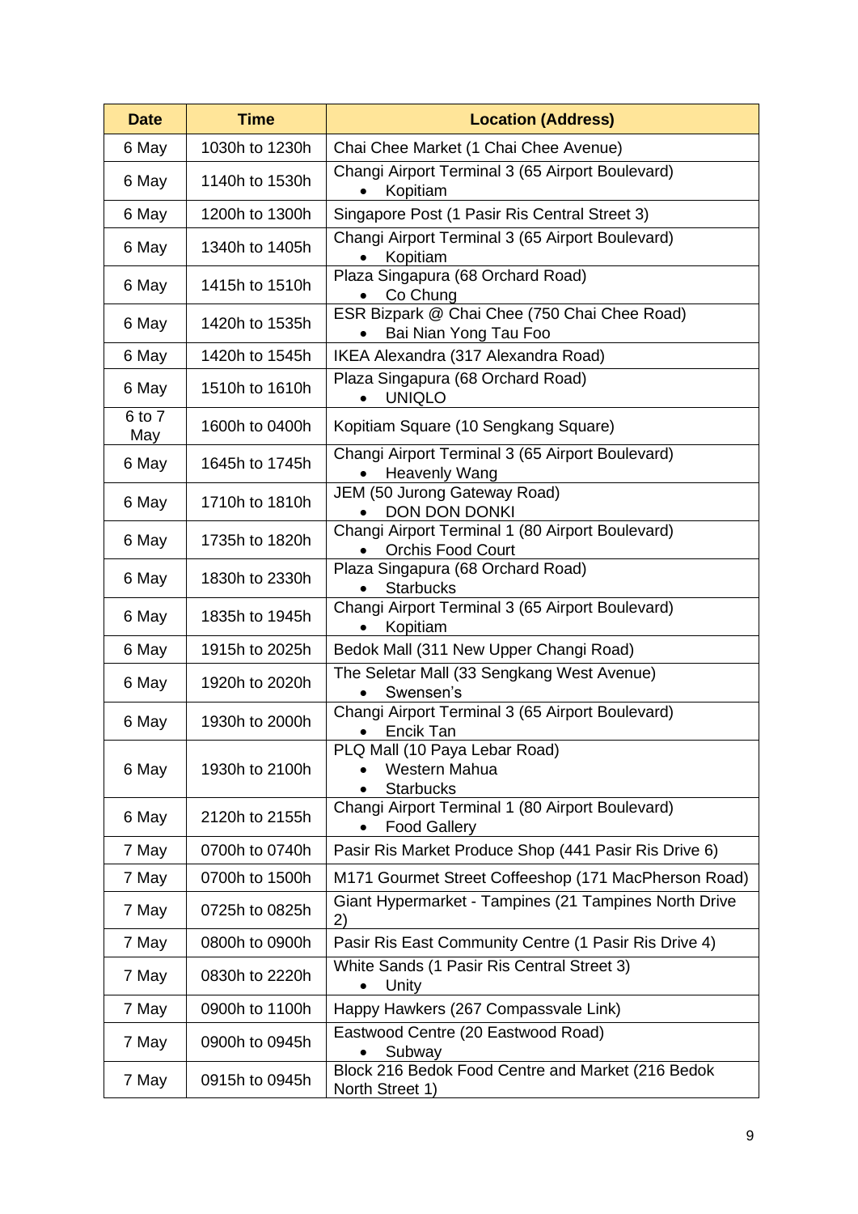| Date | Time | Location (Address) |
|---|---|---|
| 6 May | 1030h to 1230h | Chai Chee Market (1 Chai Chee Avenue) |
| 6 May | 1140h to 1530h | Changi Airport Terminal 3 (65 Airport Boulevard)<br>• Kopitiam |
| 6 May | 1200h to 1300h | Singapore Post (1 Pasir Ris Central Street 3) |
| 6 May | 1340h to 1405h | Changi Airport Terminal 3 (65 Airport Boulevard)<br>• Kopitiam |
| 6 May | 1415h to 1510h | Plaza Singapura (68 Orchard Road)<br>• Co Chung |
| 6 May | 1420h to 1535h | ESR Bizpark @ Chai Chee (750 Chai Chee Road)<br>• Bai Nian Yong Tau Foo |
| 6 May | 1420h to 1545h | IKEA Alexandra (317 Alexandra Road) |
| 6 May | 1510h to 1610h | Plaza Singapura (68 Orchard Road)<br>• UNIQLO |
| 6 to 7 May | 1600h to 0400h | Kopitiam Square (10 Sengkang Square) |
| 6 May | 1645h to 1745h | Changi Airport Terminal 3 (65 Airport Boulevard)<br>• Heavenly Wang |
| 6 May | 1710h to 1810h | JEM (50 Jurong Gateway Road)<br>• DON DON DONKI |
| 6 May | 1735h to 1820h | Changi Airport Terminal 1 (80 Airport Boulevard)<br>• Orchis Food Court |
| 6 May | 1830h to 2330h | Plaza Singapura (68 Orchard Road)<br>• Starbucks |
| 6 May | 1835h to 1945h | Changi Airport Terminal 3 (65 Airport Boulevard)<br>• Kopitiam |
| 6 May | 1915h to 2025h | Bedok Mall (311 New Upper Changi Road) |
| 6 May | 1920h to 2020h | The Seletar Mall (33 Sengkang West Avenue)<br>• Swensen's |
| 6 May | 1930h to 2000h | Changi Airport Terminal 3 (65 Airport Boulevard)<br>• Encik Tan |
| 6 May | 1930h to 2100h | PLQ Mall (10 Paya Lebar Road)<br>• Western Mahua<br>• Starbucks |
| 6 May | 2120h to 2155h | Changi Airport Terminal 1 (80 Airport Boulevard)<br>• Food Gallery |
| 7 May | 0700h to 0740h | Pasir Ris Market Produce Shop (441 Pasir Ris Drive 6) |
| 7 May | 0700h to 1500h | M171 Gourmet Street Coffeeshop (171 MacPherson Road) |
| 7 May | 0725h to 0825h | Giant Hypermarket - Tampines (21 Tampines North Drive 2) |
| 7 May | 0800h to 0900h | Pasir Ris East Community Centre (1 Pasir Ris Drive 4) |
| 7 May | 0830h to 2220h | White Sands (1 Pasir Ris Central Street 3)<br>• Unity |
| 7 May | 0900h to 1100h | Happy Hawkers (267 Compassvale Link) |
| 7 May | 0900h to 0945h | Eastwood Centre (20 Eastwood Road)<br>• Subway |
| 7 May | 0915h to 0945h | Block 216 Bedok Food Centre and Market (216 Bedok North Street 1) |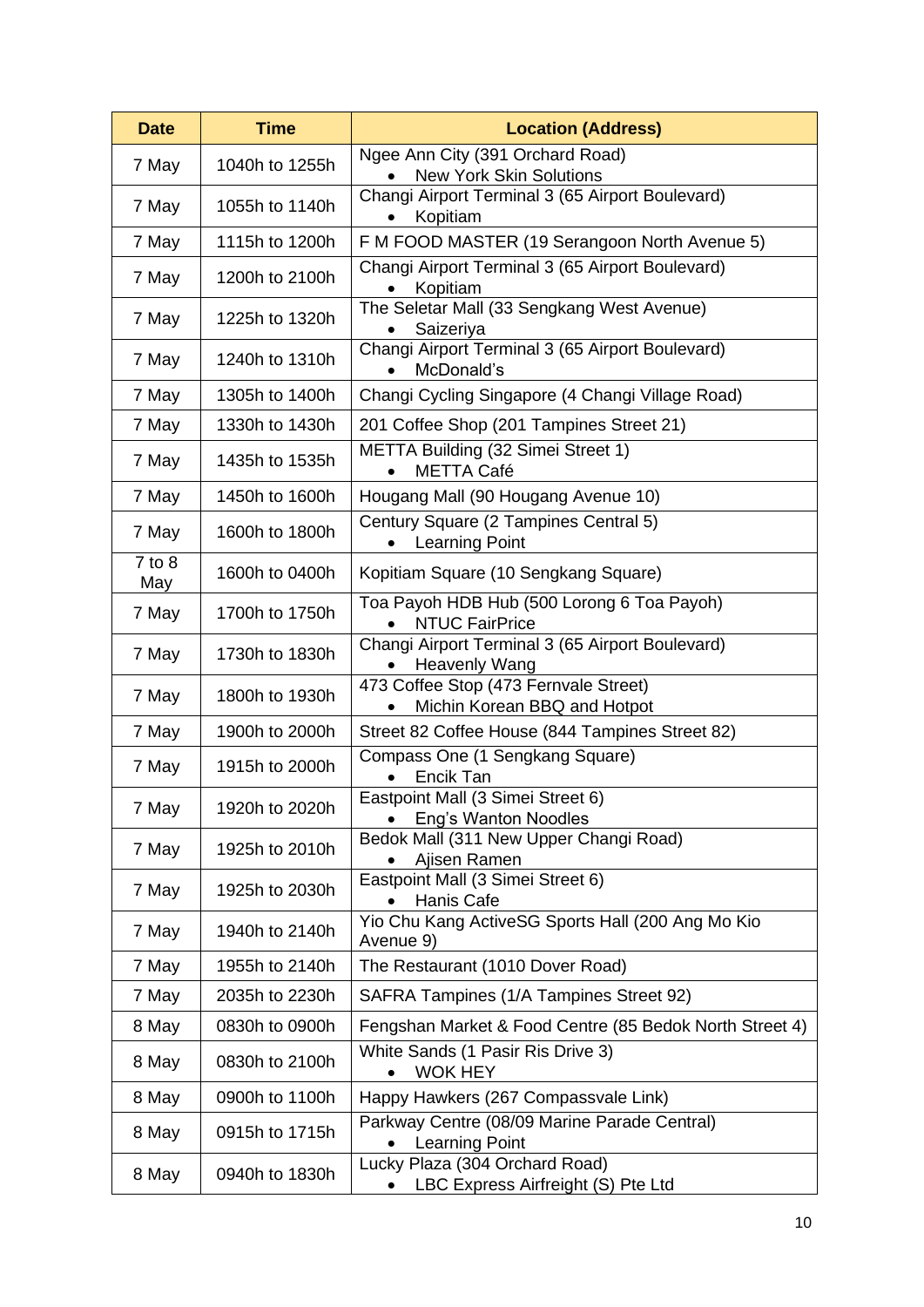| Date | Time | Location (Address) |
|---|---|---|
| 7 May | 1040h to 1255h | Ngee Ann City (391 Orchard Road)<br>• New York Skin Solutions |
| 7 May | 1055h to 1140h | Changi Airport Terminal 3 (65 Airport Boulevard)<br>• Kopitiam |
| 7 May | 1115h to 1200h | F M FOOD MASTER (19 Serangoon North Avenue 5) |
| 7 May | 1200h to 2100h | Changi Airport Terminal 3 (65 Airport Boulevard)<br>• Kopitiam |
| 7 May | 1225h to 1320h | The Seletar Mall (33 Sengkang West Avenue)<br>• Saizeriya |
| 7 May | 1240h to 1310h | Changi Airport Terminal 3 (65 Airport Boulevard)<br>• McDonald's |
| 7 May | 1305h to 1400h | Changi Cycling Singapore (4 Changi Village Road) |
| 7 May | 1330h to 1430h | 201 Coffee Shop (201 Tampines Street 21) |
| 7 May | 1435h to 1535h | METTA Building (32 Simei Street 1)<br>• METTA Café |
| 7 May | 1450h to 1600h | Hougang Mall (90 Hougang Avenue 10) |
| 7 May | 1600h to 1800h | Century Square (2 Tampines Central 5)<br>• Learning Point |
| 7 to 8 May | 1600h to 0400h | Kopitiam Square (10 Sengkang Square) |
| 7 May | 1700h to 1750h | Toa Payoh HDB Hub (500 Lorong 6 Toa Payoh)<br>• NTUC FairPrice |
| 7 May | 1730h to 1830h | Changi Airport Terminal 3 (65 Airport Boulevard)<br>• Heavenly Wang |
| 7 May | 1800h to 1930h | 473 Coffee Stop (473 Fernvale Street)<br>• Michin Korean BBQ and Hotpot |
| 7 May | 1900h to 2000h | Street 82 Coffee House (844 Tampines Street 82) |
| 7 May | 1915h to 2000h | Compass One (1 Sengkang Square)<br>• Encik Tan |
| 7 May | 1920h to 2020h | Eastpoint Mall (3 Simei Street 6)<br>• Eng's Wanton Noodles |
| 7 May | 1925h to 2010h | Bedok Mall (311 New Upper Changi Road)<br>• Ajisen Ramen |
| 7 May | 1925h to 2030h | Eastpoint Mall (3 Simei Street 6)<br>• Hanis Cafe |
| 7 May | 1940h to 2140h | Yio Chu Kang ActiveSG Sports Hall (200 Ang Mo Kio Avenue 9) |
| 7 May | 1955h to 2140h | The Restaurant (1010 Dover Road) |
| 7 May | 2035h to 2230h | SAFRA Tampines (1/A Tampines Street 92) |
| 8 May | 0830h to 0900h | Fengshan Market & Food Centre (85 Bedok North Street 4) |
| 8 May | 0830h to 2100h | White Sands (1 Pasir Ris Drive 3)<br>• WOK HEY |
| 8 May | 0900h to 1100h | Happy Hawkers (267 Compassvale Link) |
| 8 May | 0915h to 1715h | Parkway Centre (08/09 Marine Parade Central)<br>• Learning Point |
| 8 May | 0940h to 1830h | Lucky Plaza (304 Orchard Road)<br>• LBC Express Airfreight (S) Pte Ltd |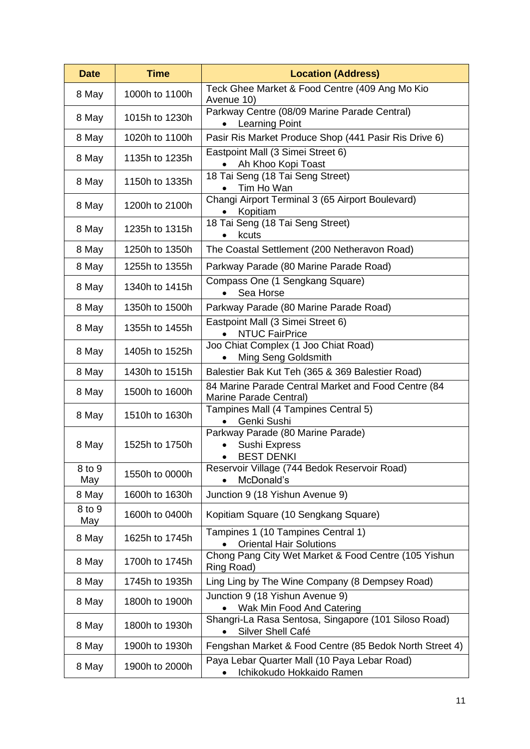| Date | Time | Location (Address) |
|---|---|---|
| 8 May | 1000h to 1100h | Teck Ghee Market & Food Centre (409 Ang Mo Kio Avenue 10) |
| 8 May | 1015h to 1230h | Parkway Centre (08/09 Marine Parade Central)<br>• Learning Point |
| 8 May | 1020h to 1100h | Pasir Ris Market Produce Shop (441 Pasir Ris Drive 6) |
| 8 May | 1135h to 1235h | Eastpoint Mall (3 Simei Street 6)<br>• Ah Khoo Kopi Toast |
| 8 May | 1150h to 1335h | 18 Tai Seng (18 Tai Seng Street)<br>• Tim Ho Wan |
| 8 May | 1200h to 2100h | Changi Airport Terminal 3 (65 Airport Boulevard)<br>• Kopitiam |
| 8 May | 1235h to 1315h | 18 Tai Seng (18 Tai Seng Street)<br>• kcuts |
| 8 May | 1250h to 1350h | The Coastal Settlement (200 Netheravon Road) |
| 8 May | 1255h to 1355h | Parkway Parade (80 Marine Parade Road) |
| 8 May | 1340h to 1415h | Compass One (1 Sengkang Square)<br>• Sea Horse |
| 8 May | 1350h to 1500h | Parkway Parade (80 Marine Parade Road) |
| 8 May | 1355h to 1455h | Eastpoint Mall (3 Simei Street 6)<br>• NTUC FairPrice |
| 8 May | 1405h to 1525h | Joo Chiat Complex (1 Joo Chiat Road)<br>• Ming Seng Goldsmith |
| 8 May | 1430h to 1515h | Balestier Bak Kut Teh (365 & 369 Balestier Road) |
| 8 May | 1500h to 1600h | 84 Marine Parade Central Market and Food Centre (84 Marine Parade Central) |
| 8 May | 1510h to 1630h | Tampines Mall (4 Tampines Central 5)<br>• Genki Sushi |
| 8 May | 1525h to 1750h | Parkway Parade (80 Marine Parade)<br>• Sushi Express<br>• BEST DENKI |
| 8 to 9 May | 1550h to 0000h | Reservoir Village (744 Bedok Reservoir Road)<br>• McDonald's |
| 8 May | 1600h to 1630h | Junction 9 (18 Yishun Avenue 9) |
| 8 to 9 May | 1600h to 0400h | Kopitiam Square (10 Sengkang Square) |
| 8 May | 1625h to 1745h | Tampines 1 (10 Tampines Central 1)<br>• Oriental Hair Solutions |
| 8 May | 1700h to 1745h | Chong Pang City Wet Market & Food Centre (105 Yishun Ring Road) |
| 8 May | 1745h to 1935h | Ling Ling by The Wine Company (8 Dempsey Road) |
| 8 May | 1800h to 1900h | Junction 9 (18 Yishun Avenue 9)<br>• Wak Min Food And Catering |
| 8 May | 1800h to 1930h | Shangri-La Rasa Sentosa, Singapore (101 Siloso Road)<br>• Silver Shell Café |
| 8 May | 1900h to 1930h | Fengshan Market & Food Centre (85 Bedok North Street 4) |
| 8 May | 1900h to 2000h | Paya Lebar Quarter Mall (10 Paya Lebar Road)<br>• Ichikokudo Hokkaido Ramen |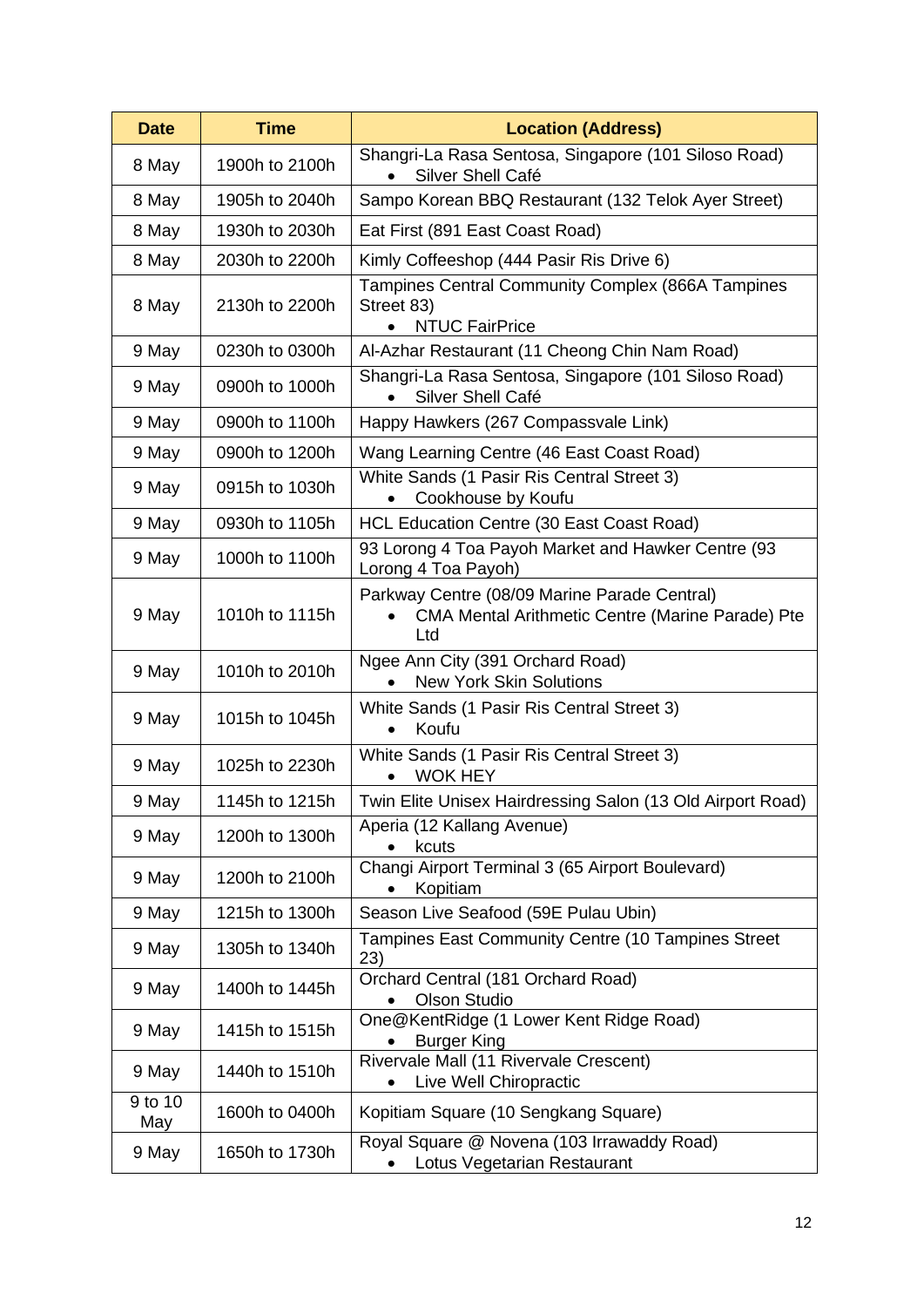| Date | Time | Location (Address) |
|---|---|---|
| 8 May | 1900h to 2100h | Shangri-La Rasa Sentosa, Singapore (101 Siloso Road)<br>• Silver Shell Café |
| 8 May | 1905h to 2040h | Sampo Korean BBQ Restaurant (132 Telok Ayer Street) |
| 8 May | 1930h to 2030h | Eat First (891 East Coast Road) |
| 8 May | 2030h to 2200h | Kimly Coffeeshop (444 Pasir Ris Drive 6) |
| 8 May | 2130h to 2200h | Tampines Central Community Complex (866A Tampines Street 83)<br>• NTUC FairPrice |
| 9 May | 0230h to 0300h | Al-Azhar Restaurant (11 Cheong Chin Nam Road) |
| 9 May | 0900h to 1000h | Shangri-La Rasa Sentosa, Singapore (101 Siloso Road)<br>• Silver Shell Café |
| 9 May | 0900h to 1100h | Happy Hawkers (267 Compassvale Link) |
| 9 May | 0900h to 1200h | Wang Learning Centre (46 East Coast Road) |
| 9 May | 0915h to 1030h | White Sands (1 Pasir Ris Central Street 3)<br>• Cookhouse by Koufu |
| 9 May | 0930h to 1105h | HCL Education Centre (30 East Coast Road) |
| 9 May | 1000h to 1100h | 93 Lorong 4 Toa Payoh Market and Hawker Centre (93 Lorong 4 Toa Payoh) |
| 9 May | 1010h to 1115h | Parkway Centre (08/09 Marine Parade Central)<br>• CMA Mental Arithmetic Centre (Marine Parade) Pte Ltd |
| 9 May | 1010h to 2010h | Ngee Ann City (391 Orchard Road)<br>• New York Skin Solutions |
| 9 May | 1015h to 1045h | White Sands (1 Pasir Ris Central Street 3)<br>• Koufu |
| 9 May | 1025h to 2230h | White Sands (1 Pasir Ris Central Street 3)<br>• WOK HEY |
| 9 May | 1145h to 1215h | Twin Elite Unisex Hairdressing Salon (13 Old Airport Road) |
| 9 May | 1200h to 1300h | Aperia (12 Kallang Avenue)<br>• kcuts |
| 9 May | 1200h to 2100h | Changi Airport Terminal 3 (65 Airport Boulevard)<br>• Kopitiam |
| 9 May | 1215h to 1300h | Season Live Seafood (59E Pulau Ubin) |
| 9 May | 1305h to 1340h | Tampines East Community Centre (10 Tampines Street 23) |
| 9 May | 1400h to 1445h | Orchard Central (181 Orchard Road)<br>• Olson Studio |
| 9 May | 1415h to 1515h | One@KentRidge (1 Lower Kent Ridge Road)<br>• Burger King |
| 9 May | 1440h to 1510h | Rivervale Mall (11 Rivervale Crescent)<br>• Live Well Chiropractic |
| 9 to 10 May | 1600h to 0400h | Kopitiam Square (10 Sengkang Square) |
| 9 May | 1650h to 1730h | Royal Square @ Novena (103 Irrawaddy Road)<br>• Lotus Vegetarian Restaurant |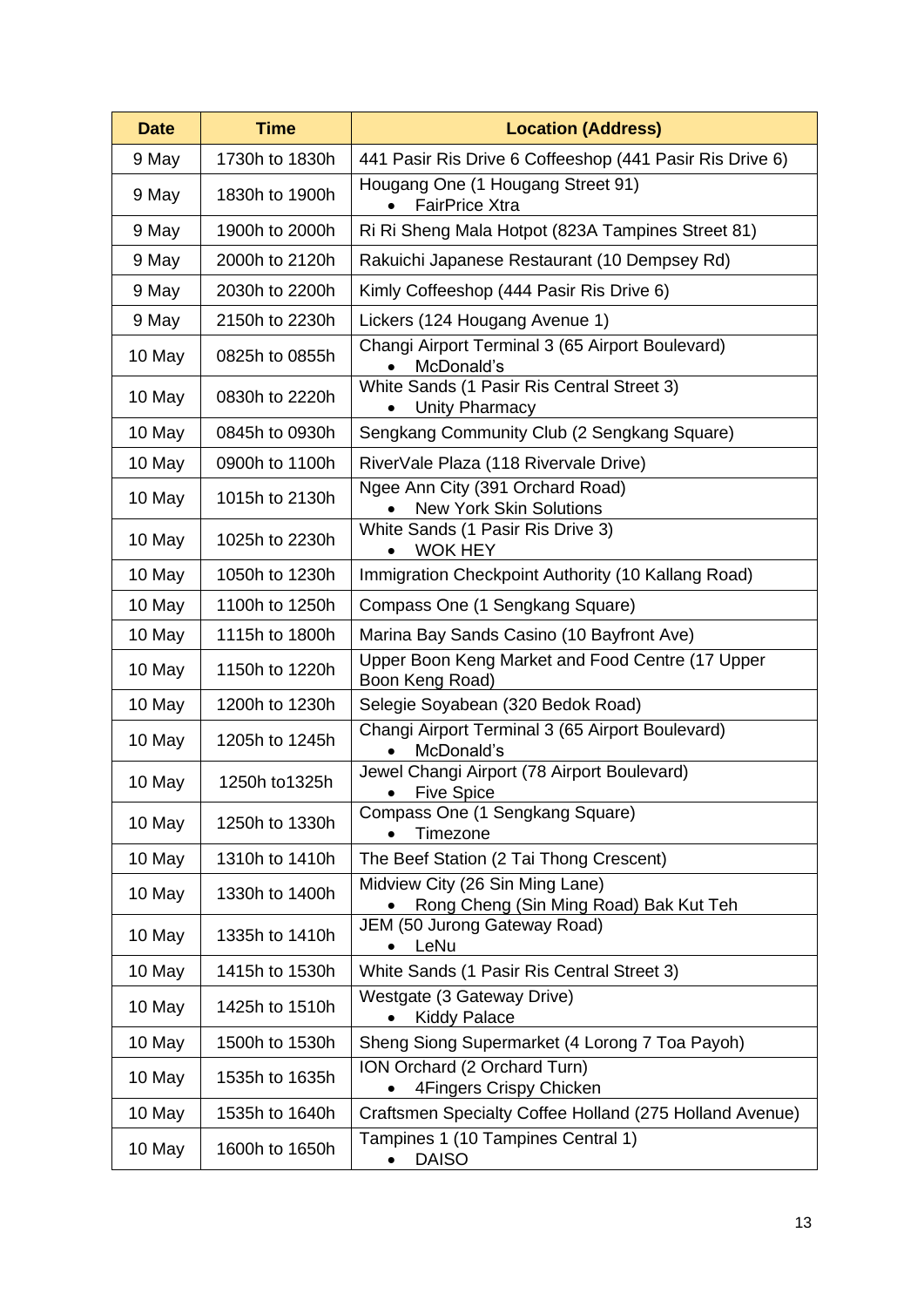| Date | Time | Location (Address) |
|---|---|---|
| 9 May | 1730h to 1830h | 441 Pasir Ris Drive 6 Coffeeshop (441 Pasir Ris Drive 6) |
| 9 May | 1830h to 1900h | Hougang One (1 Hougang Street 91)<br>• FairPrice Xtra |
| 9 May | 1900h to 2000h | Ri Ri Sheng Mala Hotpot (823A Tampines Street 81) |
| 9 May | 2000h to 2120h | Rakuichi Japanese Restaurant (10 Dempsey Rd) |
| 9 May | 2030h to 2200h | Kimly Coffeeshop (444 Pasir Ris Drive 6) |
| 9 May | 2150h to 2230h | Lickers (124 Hougang Avenue 1) |
| 10 May | 0825h to 0855h | Changi Airport Terminal 3 (65 Airport Boulevard)<br>• McDonald's |
| 10 May | 0830h to 2220h | White Sands (1 Pasir Ris Central Street 3)<br>• Unity Pharmacy |
| 10 May | 0845h to 0930h | Sengkang Community Club (2 Sengkang Square) |
| 10 May | 0900h to 1100h | RiverVale Plaza (118 Rivervale Drive) |
| 10 May | 1015h to 2130h | Ngee Ann City (391 Orchard Road)<br>• New York Skin Solutions |
| 10 May | 1025h to 2230h | White Sands (1 Pasir Ris Drive 3)<br>• WOK HEY |
| 10 May | 1050h to 1230h | Immigration Checkpoint Authority (10 Kallang Road) |
| 10 May | 1100h to 1250h | Compass One (1 Sengkang Square) |
| 10 May | 1115h to 1800h | Marina Bay Sands Casino (10 Bayfront Ave) |
| 10 May | 1150h to 1220h | Upper Boon Keng Market and Food Centre (17 Upper Boon Keng Road) |
| 10 May | 1200h to 1230h | Selegie Soyabean (320 Bedok Road) |
| 10 May | 1205h to 1245h | Changi Airport Terminal 3 (65 Airport Boulevard)<br>• McDonald's |
| 10 May | 1250h to1325h | Jewel Changi Airport (78 Airport Boulevard)<br>• Five Spice |
| 10 May | 1250h to 1330h | Compass One (1 Sengkang Square)<br>• Timezone |
| 10 May | 1310h to 1410h | The Beef Station (2 Tai Thong Crescent) |
| 10 May | 1330h to 1400h | Midview City (26 Sin Ming Lane)<br>• Rong Cheng (Sin Ming Road) Bak Kut Teh |
| 10 May | 1335h to 1410h | JEM (50 Jurong Gateway Road)<br>• LeNu |
| 10 May | 1415h to 1530h | White Sands (1 Pasir Ris Central Street 3) |
| 10 May | 1425h to 1510h | Westgate (3 Gateway Drive)<br>• Kiddy Palace |
| 10 May | 1500h to 1530h | Sheng Siong Supermarket (4 Lorong 7 Toa Payoh) |
| 10 May | 1535h to 1635h | ION Orchard (2 Orchard Turn)<br>• 4Fingers Crispy Chicken |
| 10 May | 1535h to 1640h | Craftsmen Specialty Coffee Holland (275 Holland Avenue) |
| 10 May | 1600h to 1650h | Tampines 1 (10 Tampines Central 1)<br>• DAISO |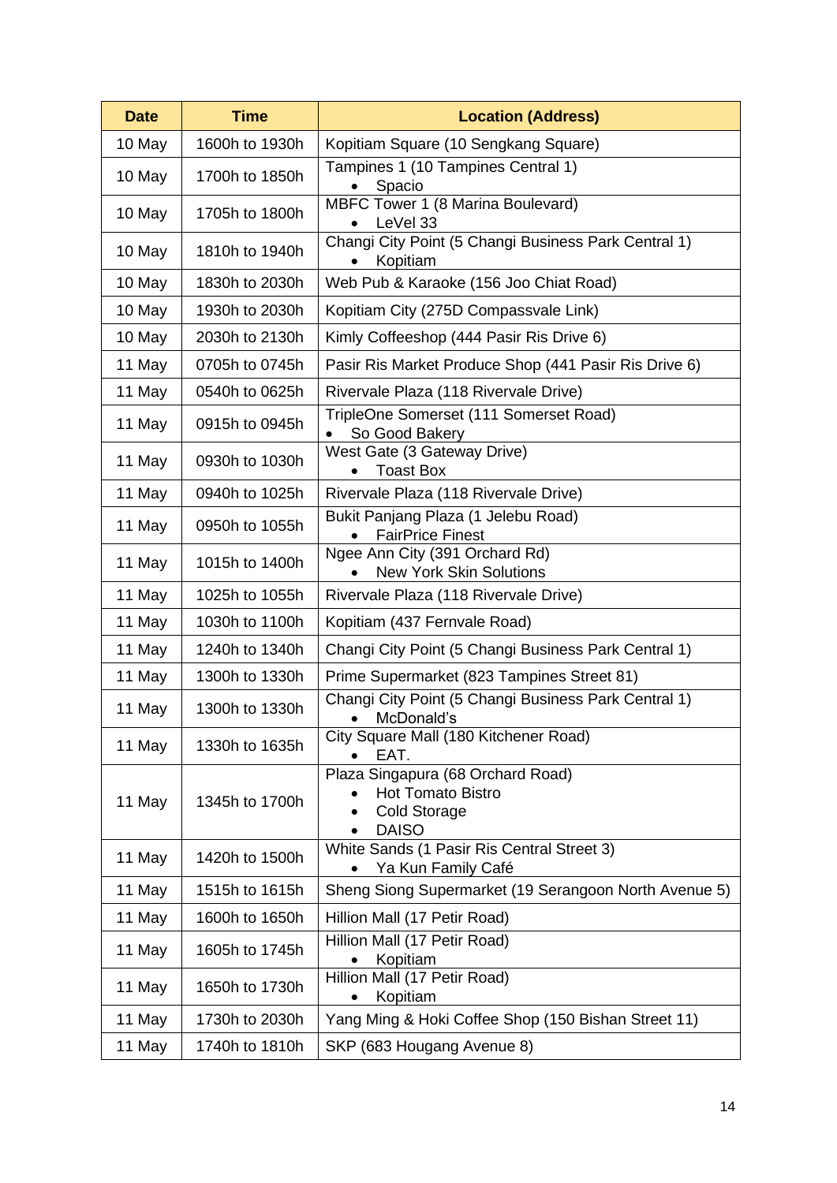| Date | Time | Location (Address) |
|---|---|---|
| 10 May | 1600h to 1930h | Kopitiam Square (10 Sengkang Square) |
| 10 May | 1700h to 1850h | Tampines 1 (10 Tampines Central 1)<br>• Spacio |
| 10 May | 1705h to 1800h | MBFC Tower 1 (8 Marina Boulevard)<br>• LeVel 33 |
| 10 May | 1810h to 1940h | Changi City Point (5 Changi Business Park Central 1)<br>• Kopitiam |
| 10 May | 1830h to 2030h | Web Pub & Karaoke (156 Joo Chiat Road) |
| 10 May | 1930h to 2030h | Kopitiam City (275D Compassvale Link) |
| 10 May | 2030h to 2130h | Kimly Coffeeshop (444 Pasir Ris Drive 6) |
| 11 May | 0705h to 0745h | Pasir Ris Market Produce Shop (441 Pasir Ris Drive 6) |
| 11 May | 0540h to 0625h | Rivervale Plaza (118 Rivervale Drive) |
| 11 May | 0915h to 0945h | TripleOne Somerset (111 Somerset Road)<br>• So Good Bakery |
| 11 May | 0930h to 1030h | West Gate (3 Gateway Drive)<br>• Toast Box |
| 11 May | 0940h to 1025h | Rivervale Plaza (118 Rivervale Drive) |
| 11 May | 0950h to 1055h | Bukit Panjang Plaza (1 Jelebu Road)<br>• FairPrice Finest |
| 11 May | 1015h to 1400h | Ngee Ann City (391 Orchard Rd)<br>• New York Skin Solutions |
| 11 May | 1025h to 1055h | Rivervale Plaza (118 Rivervale Drive) |
| 11 May | 1030h to 1100h | Kopitiam (437 Fernvale Road) |
| 11 May | 1240h to 1340h | Changi City Point (5 Changi Business Park Central 1) |
| 11 May | 1300h to 1330h | Prime Supermarket (823 Tampines Street 81) |
| 11 May | 1300h to 1330h | Changi City Point (5 Changi Business Park Central 1)<br>• McDonald's |
| 11 May | 1330h to 1635h | City Square Mall (180 Kitchener Road)<br>• EAT. |
| 11 May | 1345h to 1700h | Plaza Singapura (68 Orchard Road)<br>• Hot Tomato Bistro<br>• Cold Storage<br>• DAISO |
| 11 May | 1420h to 1500h | White Sands (1 Pasir Ris Central Street 3)<br>• Ya Kun Family Café |
| 11 May | 1515h to 1615h | Sheng Siong Supermarket (19 Serangoon North Avenue 5) |
| 11 May | 1600h to 1650h | Hillion Mall (17 Petir Road) |
| 11 May | 1605h to 1745h | Hillion Mall (17 Petir Road)<br>• Kopitiam |
| 11 May | 1650h to 1730h | Hillion Mall (17 Petir Road)<br>• Kopitiam |
| 11 May | 1730h to 2030h | Yang Ming & Hoki Coffee Shop (150 Bishan Street 11) |
| 11 May | 1740h to 1810h | SKP (683 Hougang Avenue 8) |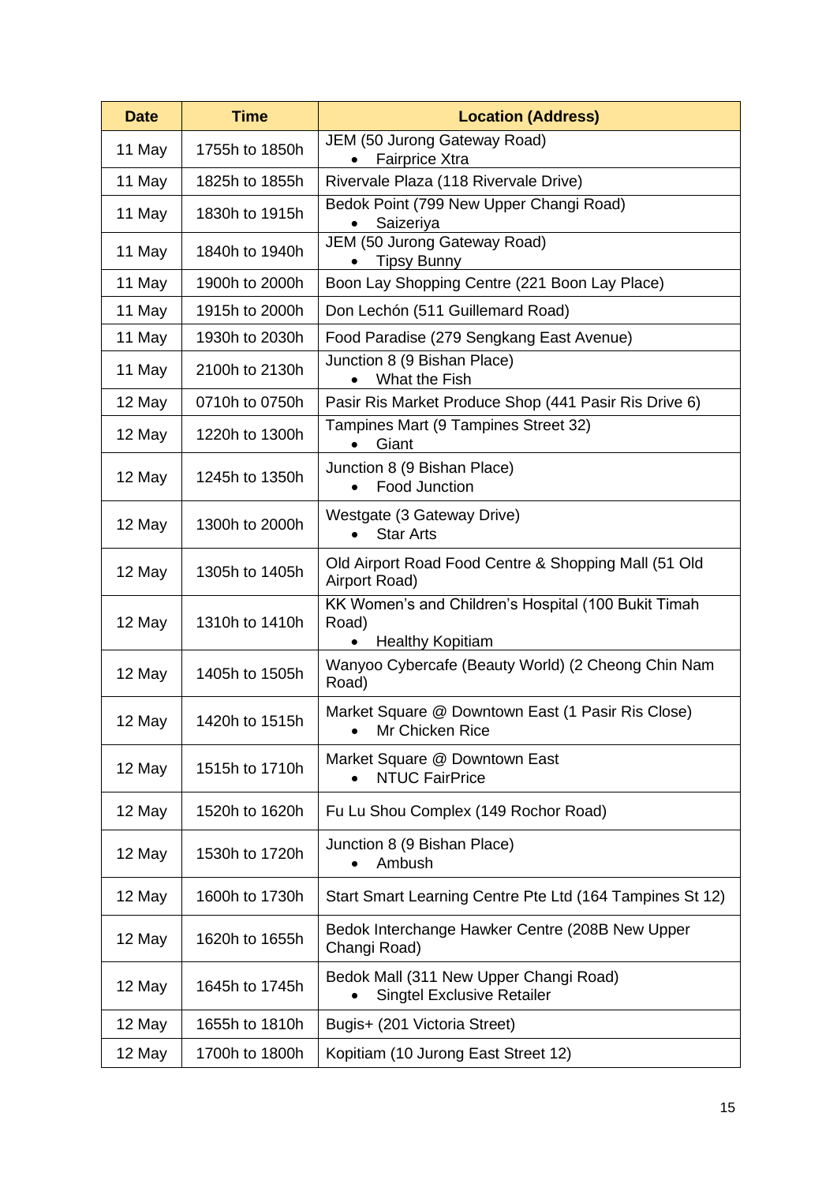| Date | Time | Location (Address) |
|---|---|---|
| 11 May | 1755h to 1850h | JEM (50 Jurong Gateway Road)<br>• Fairprice Xtra |
| 11 May | 1825h to 1855h | Rivervale Plaza (118 Rivervale Drive) |
| 11 May | 1830h to 1915h | Bedok Point (799 New Upper Changi Road)<br>• Saizeriya |
| 11 May | 1840h to 1940h | JEM (50 Jurong Gateway Road)<br>• Tipsy Bunny |
| 11 May | 1900h to 2000h | Boon Lay Shopping Centre (221 Boon Lay Place) |
| 11 May | 1915h to 2000h | Don Lechón (511 Guillemard Road) |
| 11 May | 1930h to 2030h | Food Paradise (279 Sengkang East Avenue) |
| 11 May | 2100h to 2130h | Junction 8 (9 Bishan Place)<br>• What the Fish |
| 12 May | 0710h to 0750h | Pasir Ris Market Produce Shop (441 Pasir Ris Drive 6) |
| 12 May | 1220h to 1300h | Tampines Mart (9 Tampines Street 32)<br>• Giant |
| 12 May | 1245h to 1350h | Junction 8 (9 Bishan Place)<br>• Food Junction |
| 12 May | 1300h to 2000h | Westgate (3 Gateway Drive)<br>• Star Arts |
| 12 May | 1305h to 1405h | Old Airport Road Food Centre & Shopping Mall (51 Old Airport Road) |
| 12 May | 1310h to 1410h | KK Women's and Children's Hospital (100 Bukit Timah Road)<br>• Healthy Kopitiam |
| 12 May | 1405h to 1505h | Wanyoo Cybercafe (Beauty World) (2 Cheong Chin Nam Road) |
| 12 May | 1420h to 1515h | Market Square @ Downtown East (1 Pasir Ris Close)<br>• Mr Chicken Rice |
| 12 May | 1515h to 1710h | Market Square @ Downtown East<br>• NTUC FairPrice |
| 12 May | 1520h to 1620h | Fu Lu Shou Complex (149 Rochor Road) |
| 12 May | 1530h to 1720h | Junction 8 (9 Bishan Place)<br>• Ambush |
| 12 May | 1600h to 1730h | Start Smart Learning Centre Pte Ltd (164 Tampines St 12) |
| 12 May | 1620h to 1655h | Bedok Interchange Hawker Centre (208B New Upper Changi Road) |
| 12 May | 1645h to 1745h | Bedok Mall (311 New Upper Changi Road)<br>• Singtel Exclusive Retailer |
| 12 May | 1655h to 1810h | Bugis+ (201 Victoria Street) |
| 12 May | 1700h to 1800h | Kopitiam (10 Jurong East Street 12) |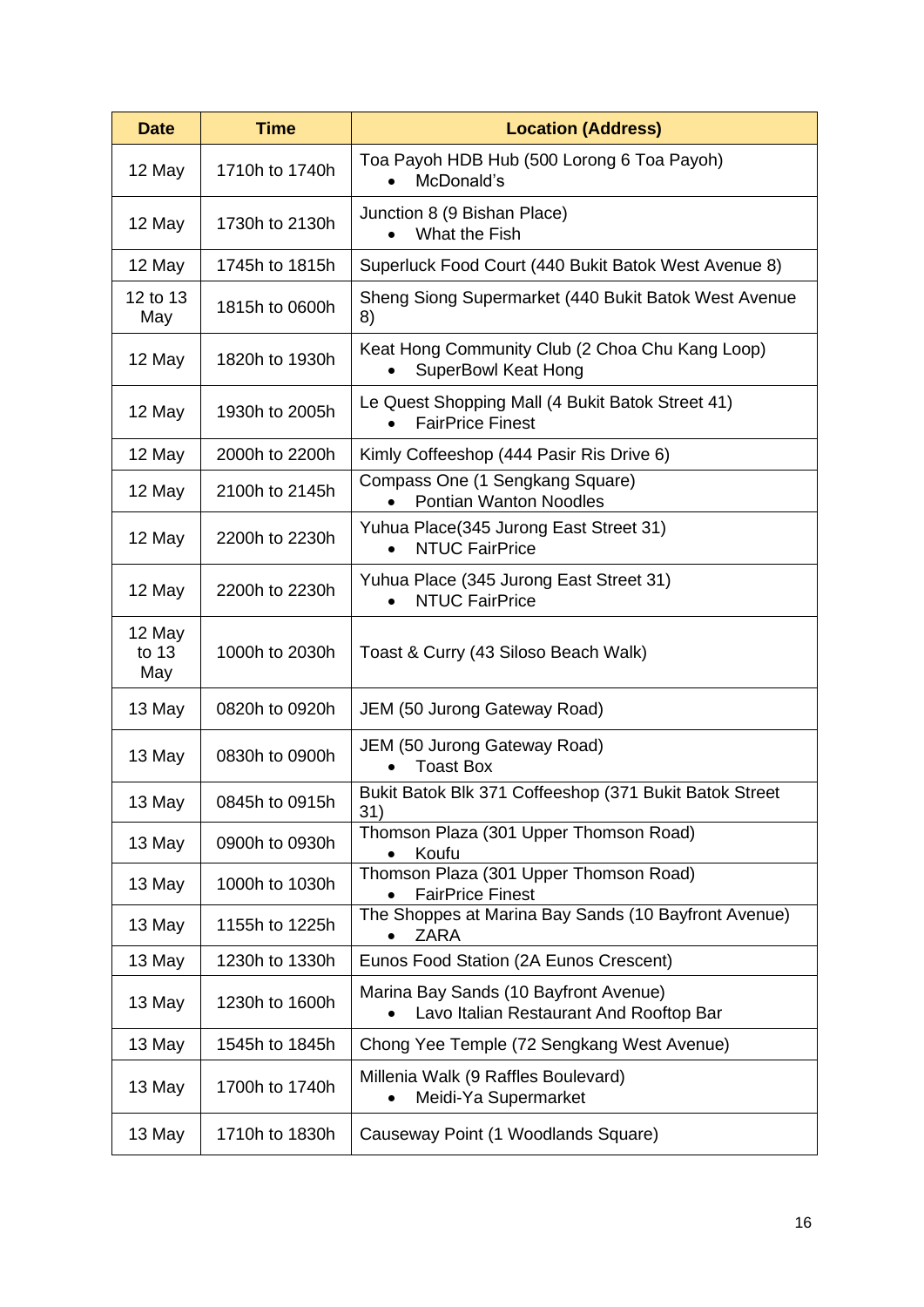| Date | Time | Location (Address) |
| --- | --- | --- |
| 12 May | 1710h to 1740h | Toa Payoh HDB Hub (500 Lorong 6 Toa Payoh)<br>• McDonald's |
| 12 May | 1730h to 2130h | Junction 8 (9 Bishan Place)<br>• What the Fish |
| 12 May | 1745h to 1815h | Superluck Food Court (440 Bukit Batok West Avenue 8) |
| 12 to 13 May | 1815h to 0600h | Sheng Siong Supermarket (440 Bukit Batok West Avenue 8) |
| 12 May | 1820h to 1930h | Keat Hong Community Club (2 Choa Chu Kang Loop)<br>• SuperBowl Keat Hong |
| 12 May | 1930h to 2005h | Le Quest Shopping Mall (4 Bukit Batok Street 41)<br>• FairPrice Finest |
| 12 May | 2000h to 2200h | Kimly Coffeeshop (444 Pasir Ris Drive 6) |
| 12 May | 2100h to 2145h | Compass One (1 Sengkang Square)<br>• Pontian Wanton Noodles |
| 12 May | 2200h to 2230h | Yuhua Place(345 Jurong East Street 31)<br>• NTUC FairPrice |
| 12 May | 2200h to 2230h | Yuhua Place (345 Jurong East Street 31)<br>• NTUC FairPrice |
| 12 May to 13 May | 1000h to 2030h | Toast & Curry (43 Siloso Beach Walk) |
| 13 May | 0820h to 0920h | JEM (50 Jurong Gateway Road) |
| 13 May | 0830h to 0900h | JEM (50 Jurong Gateway Road)<br>• Toast Box |
| 13 May | 0845h to 0915h | Bukit Batok Blk 371 Coffeeshop (371 Bukit Batok Street 31) |
| 13 May | 0900h to 0930h | Thomson Plaza (301 Upper Thomson Road)<br>• Koufu |
| 13 May | 1000h to 1030h | Thomson Plaza (301 Upper Thomson Road)<br>• FairPrice Finest |
| 13 May | 1155h to 1225h | The Shoppes at Marina Bay Sands (10 Bayfront Avenue)<br>• ZARA |
| 13 May | 1230h to 1330h | Eunos Food Station (2A Eunos Crescent) |
| 13 May | 1230h to 1600h | Marina Bay Sands (10 Bayfront Avenue)<br>• Lavo Italian Restaurant And Rooftop Bar |
| 13 May | 1545h to 1845h | Chong Yee Temple (72 Sengkang West Avenue) |
| 13 May | 1700h to 1740h | Millenia Walk (9 Raffles Boulevard)<br>• Meidi-Ya Supermarket |
| 13 May | 1710h to 1830h | Causeway Point (1 Woodlands Square) |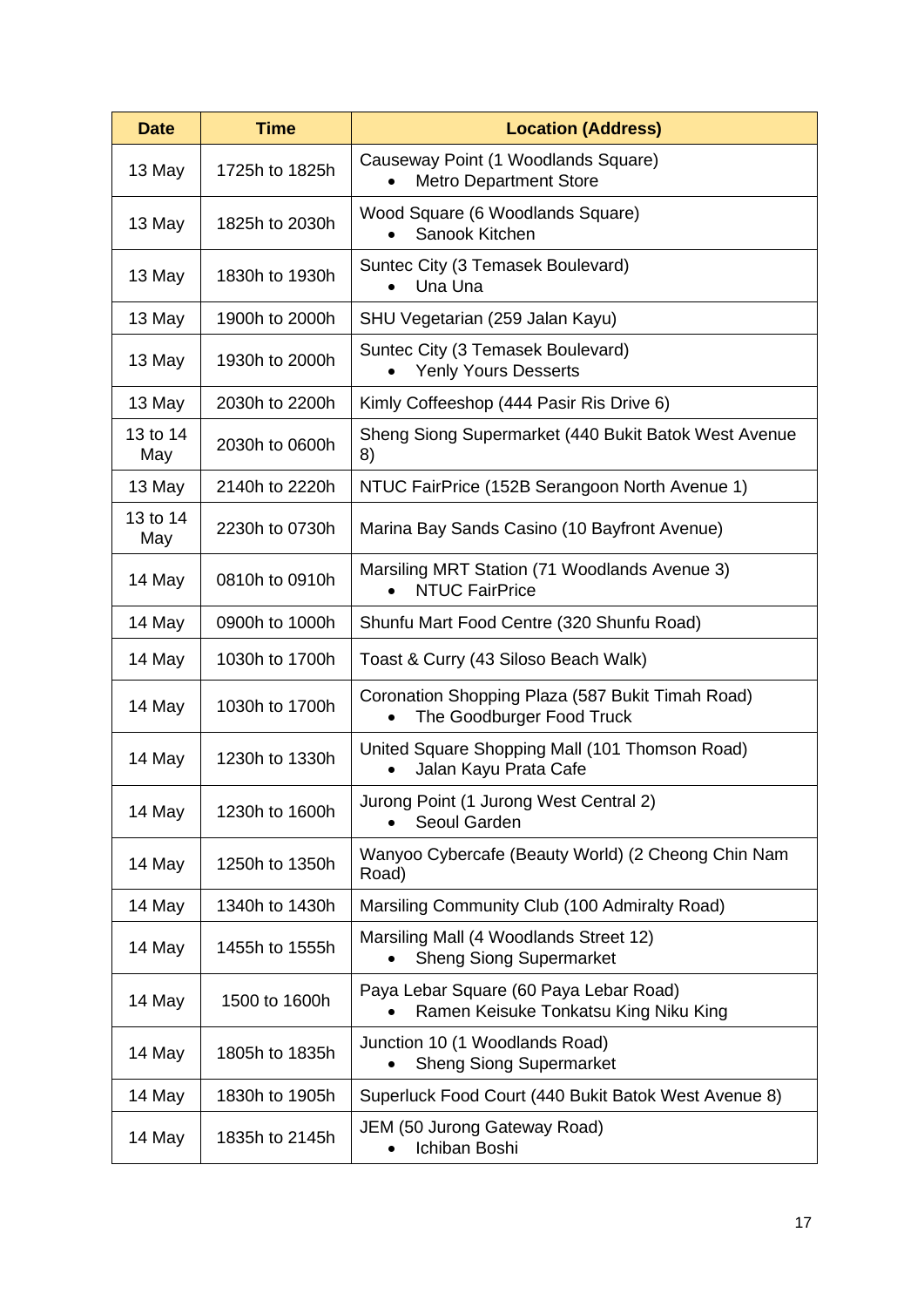| Date | Time | Location (Address) |
|---|---|---|
| 13 May | 1725h to 1825h | Causeway Point (1 Woodlands Square)<br>• Metro Department Store |
| 13 May | 1825h to 2030h | Wood Square (6 Woodlands Square)<br>• Sanook Kitchen |
| 13 May | 1830h to 1930h | Suntec City (3 Temasek Boulevard)<br>• Una Una |
| 13 May | 1900h to 2000h | SHU Vegetarian (259 Jalan Kayu) |
| 13 May | 1930h to 2000h | Suntec City (3 Temasek Boulevard)<br>• Yenly Yours Desserts |
| 13 May | 2030h to 2200h | Kimly Coffeeshop (444 Pasir Ris Drive 6) |
| 13 to 14 May | 2030h to 0600h | Sheng Siong Supermarket (440 Bukit Batok West Avenue 8) |
| 13 May | 2140h to 2220h | NTUC FairPrice (152B Serangoon North Avenue 1) |
| 13 to 14 May | 2230h to 0730h | Marina Bay Sands Casino (10 Bayfront Avenue) |
| 14 May | 0810h to 0910h | Marsiling MRT Station (71 Woodlands Avenue 3)<br>• NTUC FairPrice |
| 14 May | 0900h to 1000h | Shunfu Mart Food Centre (320 Shunfu Road) |
| 14 May | 1030h to 1700h | Toast & Curry (43 Siloso Beach Walk) |
| 14 May | 1030h to 1700h | Coronation Shopping Plaza (587 Bukit Timah Road)<br>• The Goodburger Food Truck |
| 14 May | 1230h to 1330h | United Square Shopping Mall (101 Thomson Road)<br>• Jalan Kayu Prata Cafe |
| 14 May | 1230h to 1600h | Jurong Point (1 Jurong West Central 2)<br>• Seoul Garden |
| 14 May | 1250h to 1350h | Wanyoo Cybercafe (Beauty World) (2 Cheong Chin Nam Road) |
| 14 May | 1340h to 1430h | Marsiling Community Club (100 Admiralty Road) |
| 14 May | 1455h to 1555h | Marsiling Mall (4 Woodlands Street 12)<br>• Sheng Siong Supermarket |
| 14 May | 1500 to 1600h | Paya Lebar Square (60 Paya Lebar Road)<br>• Ramen Keisuke Tonkatsu King Niku King |
| 14 May | 1805h to 1835h | Junction 10 (1 Woodlands Road)<br>• Sheng Siong Supermarket |
| 14 May | 1830h to 1905h | Superluck Food Court (440 Bukit Batok West Avenue 8) |
| 14 May | 1835h to 2145h | JEM (50 Jurong Gateway Road)<br>• Ichiban Boshi |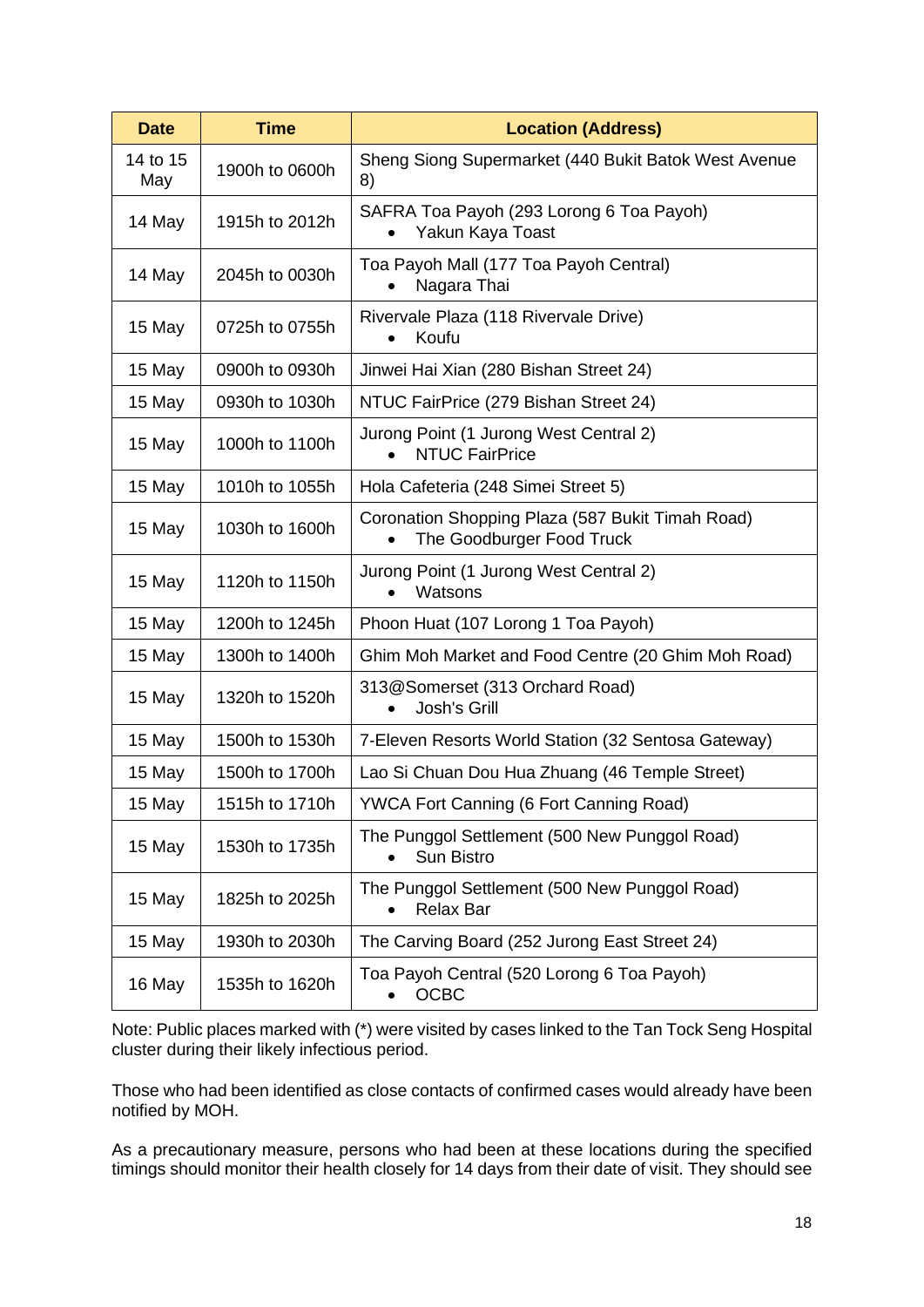| Date | Time | Location (Address) |
|---|---|---|
| 14 to 15 May | 1900h to 0600h | Sheng Siong Supermarket (440 Bukit Batok West Avenue 8) |
| 14 May | 1915h to 2012h | SAFRA Toa Payoh (293 Lorong 6 Toa Payoh)<br>• Yakun Kaya Toast |
| 14 May | 2045h to 0030h | Toa Payoh Mall (177 Toa Payoh Central)<br>• Nagara Thai |
| 15 May | 0725h to 0755h | Rivervale Plaza (118 Rivervale Drive)<br>• Koufu |
| 15 May | 0900h to 0930h | Jinwei Hai Xian (280 Bishan Street 24) |
| 15 May | 0930h to 1030h | NTUC FairPrice (279 Bishan Street 24) |
| 15 May | 1000h to 1100h | Jurong Point (1 Jurong West Central 2)<br>• NTUC FairPrice |
| 15 May | 1010h to 1055h | Hola Cafeteria (248 Simei Street 5) |
| 15 May | 1030h to 1600h | Coronation Shopping Plaza (587 Bukit Timah Road)<br>• The Goodburger Food Truck |
| 15 May | 1120h to 1150h | Jurong Point (1 Jurong West Central 2)<br>• Watsons |
| 15 May | 1200h to 1245h | Phoon Huat (107 Lorong 1 Toa Payoh) |
| 15 May | 1300h to 1400h | Ghim Moh Market and Food Centre (20 Ghim Moh Road) |
| 15 May | 1320h to 1520h | 313@Somerset (313 Orchard Road)<br>• Josh's Grill |
| 15 May | 1500h to 1530h | 7-Eleven Resorts World Station (32 Sentosa Gateway) |
| 15 May | 1500h to 1700h | Lao Si Chuan Dou Hua Zhuang (46 Temple Street) |
| 15 May | 1515h to 1710h | YWCA Fort Canning (6 Fort Canning Road) |
| 15 May | 1530h to 1735h | The Punggol Settlement (500 New Punggol Road)<br>• Sun Bistro |
| 15 May | 1825h to 2025h | The Punggol Settlement (500 New Punggol Road)<br>• Relax Bar |
| 15 May | 1930h to 2030h | The Carving Board (252 Jurong East Street 24) |
| 16 May | 1535h to 1620h | Toa Payoh Central (520 Lorong 6 Toa Payoh)<br>• OCBC |

Note: Public places marked with (*) were visited by cases linked to the Tan Tock Seng Hospital cluster during their likely infectious period.

Those who had been identified as close contacts of confirmed cases would already have been notified by MOH.

As a precautionary measure, persons who had been at these locations during the specified timings should monitor their health closely for 14 days from their date of visit. They should see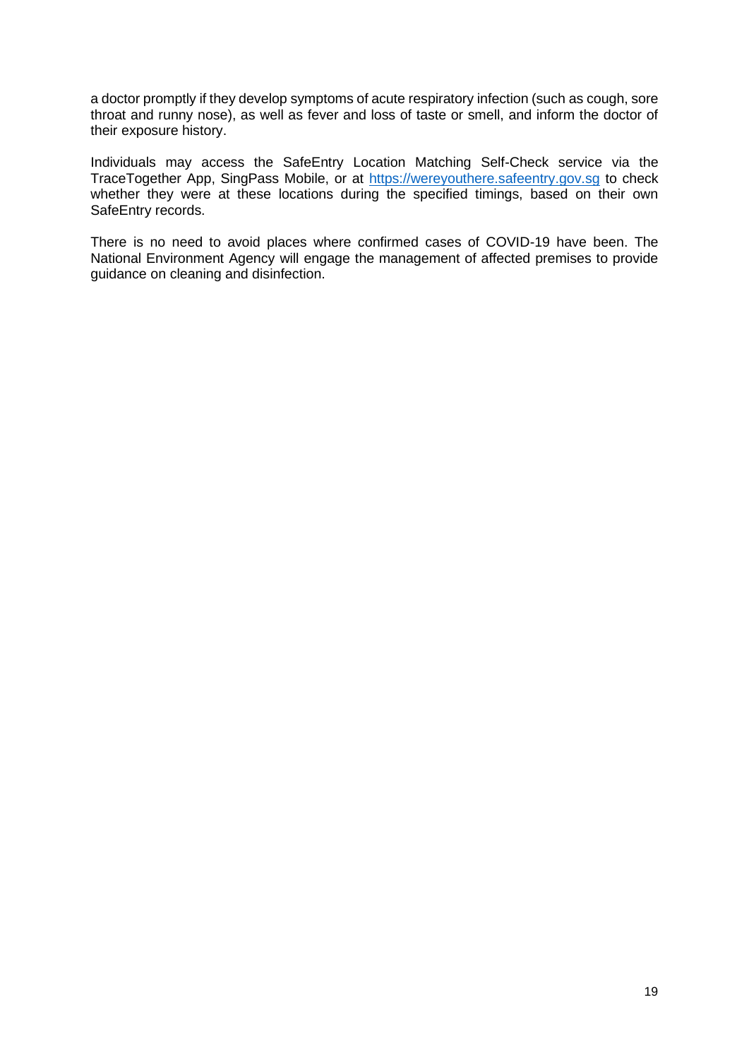a doctor promptly if they develop symptoms of acute respiratory infection (such as cough, sore throat and runny nose), as well as fever and loss of taste or smell, and inform the doctor of their exposure history.

Individuals may access the SafeEntry Location Matching Self-Check service via the TraceTogether App, SingPass Mobile, or at https://wereyouthere.safeentry.gov.sg to check whether they were at these locations during the specified timings, based on their own SafeEntry records.

There is no need to avoid places where confirmed cases of COVID-19 have been. The National Environment Agency will engage the management of affected premises to provide guidance on cleaning and disinfection.